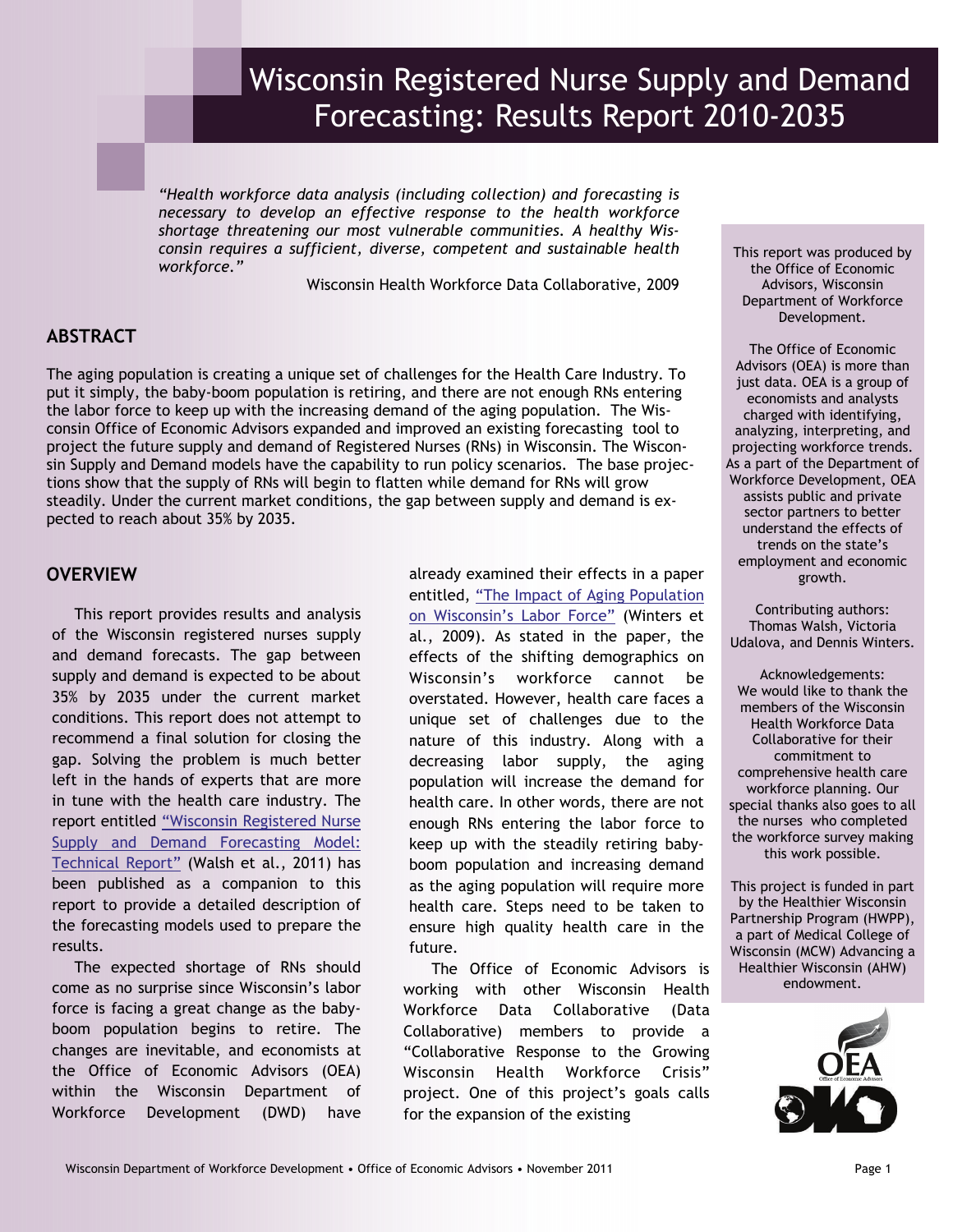# Wisconsin Registered Nurse Supply and Demand Forecasting: Results Report 2010-2035

*"Health workforce data analysis (including collection) and forecasting is necessary to develop an effective response to the health workforce shortage threatening our most vulnerable communities. A healthy Wisconsin requires a sufficient, diverse, competent and sustainable health workforce."*

Wisconsin Health Workforce Data Collaborative, 2009

## ABSTRACT

The aging population is creating a unique set of challenges for the Health Care Industry. To put it simply, the baby-boom population is retiring, and there are not enough RNs entering the labor force to keep up with the increasing demand of the aging population. The Wisconsin Office of Economic Advisors expanded and improved an existing forecasting tool to project the future supply and demand of Registered Nurses (RNs) in Wisconsin. The Wisconsin Supply and Demand models have the capability to run policy scenarios. The base projections show that the supply of RNs will begin to flatten while demand for RNs will grow steadily. Under the current market conditions, the gap between supply and demand is expected to reach about 35% by 2035.

## OVERVIEW

This report provides results and analysis of the Wisconsin registered nurses supply and demand forecasts. The gap between supply and demand is expected to be about 35% by 2035 under the current market conditions. This report does not attempt to recommend a final solution for closing the gap. Solving the problem is much better left in the hands of experts that are more in tune with the health care industry. The report entitled "Wisconsin Registered Nurse Supply and Demand Forecasting Model: Technical Report" (Walsh et al., 2011) has been published as a companion to this report to provide a detailed description of the forecasting models used to prepare the results.

The expected shortage of RNs should come as no surprise since Wisconsin's labor force is facing a great change as the baby-boom population begins to retire. The changes are inevitable, and economists at the Office of Economic Advisors (OEA) within the Wisconsin Department of Workforce Development (DWD) have already examined their effects in a paper entitled, "The Impact of Aging Population on Wisconsin's Labor Force" (Winters et al., 2009). As stated in the paper, the effects of the shifting demographics on Wisconsin's workforce cannot be overstated. However, health care faces a unique set of challenges due to the nature of this industry. Along with a decreasing labor supply, the aging population will increase the demand for health care. In other words, there are not enough RNs entering the labor force to keep up with the steadily retiring baby-boom population and increasing demand as the aging population will require more health care. Steps need to be taken to ensure high quality health care in the future.

The Office of Economic Advisors is working with other Wisconsin Health Workforce Data Collaborative (Data Collaborative) members to provide a "Collaborative Response to the Growing Wisconsin Health Workforce Crisis" project. One of this project's goals calls for the expansion of the existing

---

This report was produced by the Office of Economic Advisors, Wisconsin Department of Workforce Development.

The Office of Economic Advisors (OEA) is more than just data. OEA is a group of economists and analysts charged with identifying, analyzing, interpreting, and projecting workforce trends. As a part of the Department of Workforce Development, OEA assists public and private sector partners to better understand the effects of trends on the state's employment and economic growth.

Contributing authors: Thomas Walsh, Victoria Udalova, and Dennis Winters.

Acknowledgements: We would like to thank the members of the Wisconsin Health Workforce Data Collaborative for their commitment to comprehensive health care workforce planning. Our special thanks also goes to all the nurses who completed the workforce survey making this work possible.

This project is funded in part by the Healthier Wisconsin Partnership Program (HWPP), a part of Medical College of Wisconsin (MCW) Advancing a Healthier Wisconsin (AHW) endowment.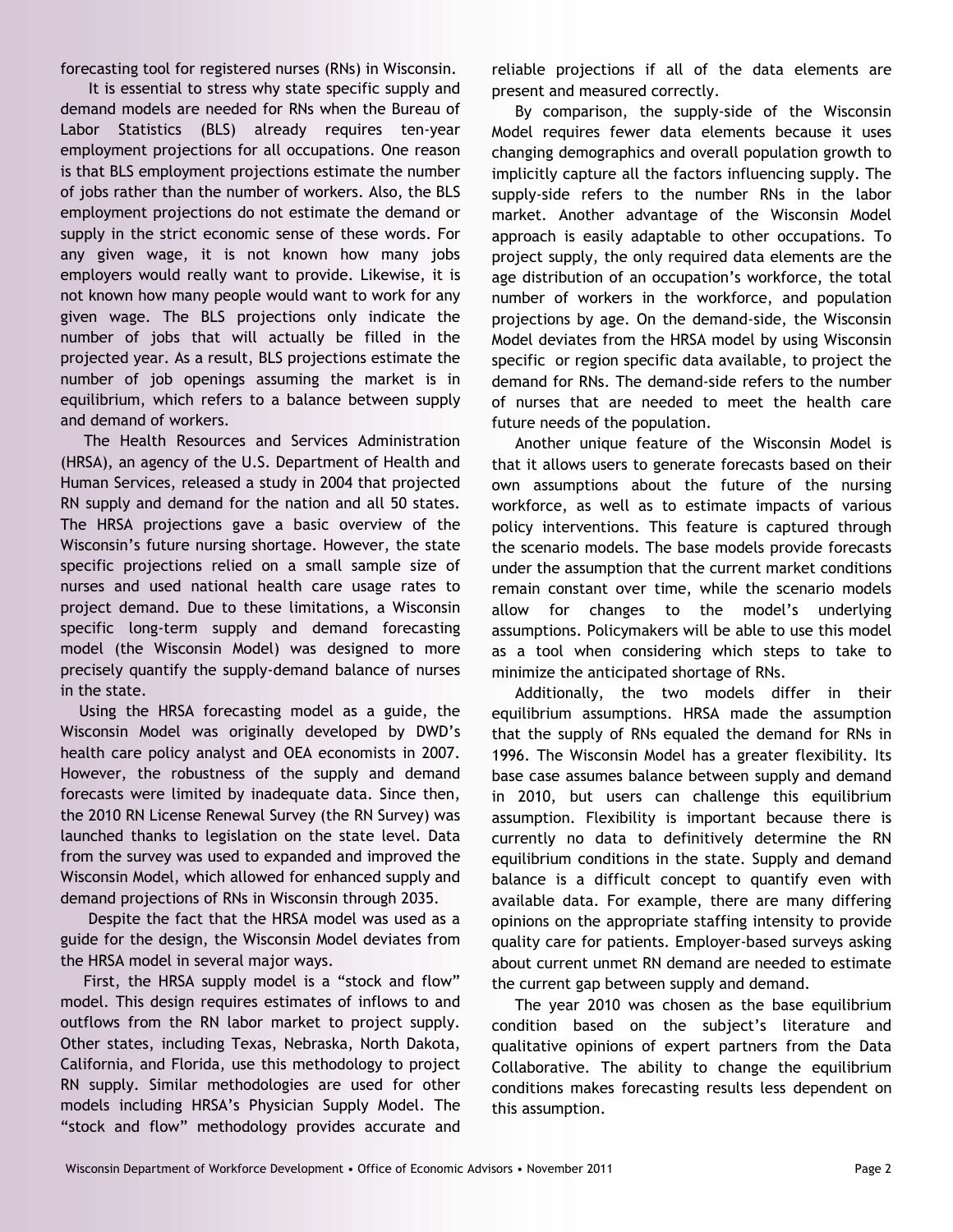forecasting tool for registered nurses (RNs) in Wisconsin.

It is essential to stress why state specific supply and demand models are needed for RNs when the Bureau of Labor Statistics (BLS) already requires ten-year employment projections for all occupations. One reason is that BLS employment projections estimate the number of jobs rather than the number of workers. Also, the BLS employment projections do not estimate the demand or supply in the strict economic sense of these words. For any given wage, it is not known how many jobs employers would really want to provide. Likewise, it is not known how many people would want to work for any given wage. The BLS projections only indicate the number of jobs that will actually be filled in the projected year. As a result, BLS projections estimate the number of job openings assuming the market is in equilibrium, which refers to a balance between supply and demand of workers.

The Health Resources and Services Administration (HRSA), an agency of the U.S. Department of Health and Human Services, released a study in 2004 that projected RN supply and demand for the nation and all 50 states. The HRSA projections gave a basic overview of the Wisconsin's future nursing shortage. However, the state specific projections relied on a small sample size of nurses and used national health care usage rates to project demand. Due to these limitations, a Wisconsin specific long-term supply and demand forecasting model (the Wisconsin Model) was designed to more precisely quantify the supply-demand balance of nurses in the state.

Using the HRSA forecasting model as a guide, the Wisconsin Model was originally developed by DWD's health care policy analyst and OEA economists in 2007. However, the robustness of the supply and demand forecasts were limited by inadequate data. Since then, the 2010 RN License Renewal Survey (the RN Survey) was launched thanks to legislation on the state level. Data from the survey was used to expanded and improved the Wisconsin Model, which allowed for enhanced supply and demand projections of RNs in Wisconsin through 2035.

Despite the fact that the HRSA model was used as a guide for the design, the Wisconsin Model deviates from the HRSA model in several major ways.

First, the HRSA supply model is a "stock and flow" model. This design requires estimates of inflows to and outflows from the RN labor market to project supply. Other states, including Texas, Nebraska, North Dakota, California, and Florida, use this methodology to project RN supply. Similar methodologies are used for other models including HRSA's Physician Supply Model. The "stock and flow" methodology provides accurate and reliable projections if all of the data elements are present and measured correctly.

By comparison, the supply-side of the Wisconsin Model requires fewer data elements because it uses changing demographics and overall population growth to implicitly capture all the factors influencing supply. The supply-side refers to the number RNs in the labor market. Another advantage of the Wisconsin Model approach is easily adaptable to other occupations. To project supply, the only required data elements are the age distribution of an occupation's workforce, the total number of workers in the workforce, and population projections by age. On the demand-side, the Wisconsin Model deviates from the HRSA model by using Wisconsin specific or region specific data available, to project the demand for RNs. The demand-side refers to the number of nurses that are needed to meet the health care future needs of the population.

Another unique feature of the Wisconsin Model is that it allows users to generate forecasts based on their own assumptions about the future of the nursing workforce, as well as to estimate impacts of various policy interventions. This feature is captured through the scenario models. The base models provide forecasts under the assumption that the current market conditions remain constant over time, while the scenario models allow for changes to the model's underlying assumptions. Policymakers will be able to use this model as a tool when considering which steps to take to minimize the anticipated shortage of RNs.

Additionally, the two models differ in their equilibrium assumptions. HRSA made the assumption that the supply of RNs equaled the demand for RNs in 1996. The Wisconsin Model has a greater flexibility. Its base case assumes balance between supply and demand in 2010, but users can challenge this equilibrium assumption. Flexibility is important because there is currently no data to definitively determine the RN equilibrium conditions in the state. Supply and demand balance is a difficult concept to quantify even with available data. For example, there are many differing opinions on the appropriate staffing intensity to provide quality care for patients. Employer-based surveys asking about current unmet RN demand are needed to estimate the current gap between supply and demand.

The year 2010 was chosen as the base equilibrium condition based on the subject's literature and qualitative opinions of expert partners from the Data Collaborative. The ability to change the equilibrium conditions makes forecasting results less dependent on this assumption.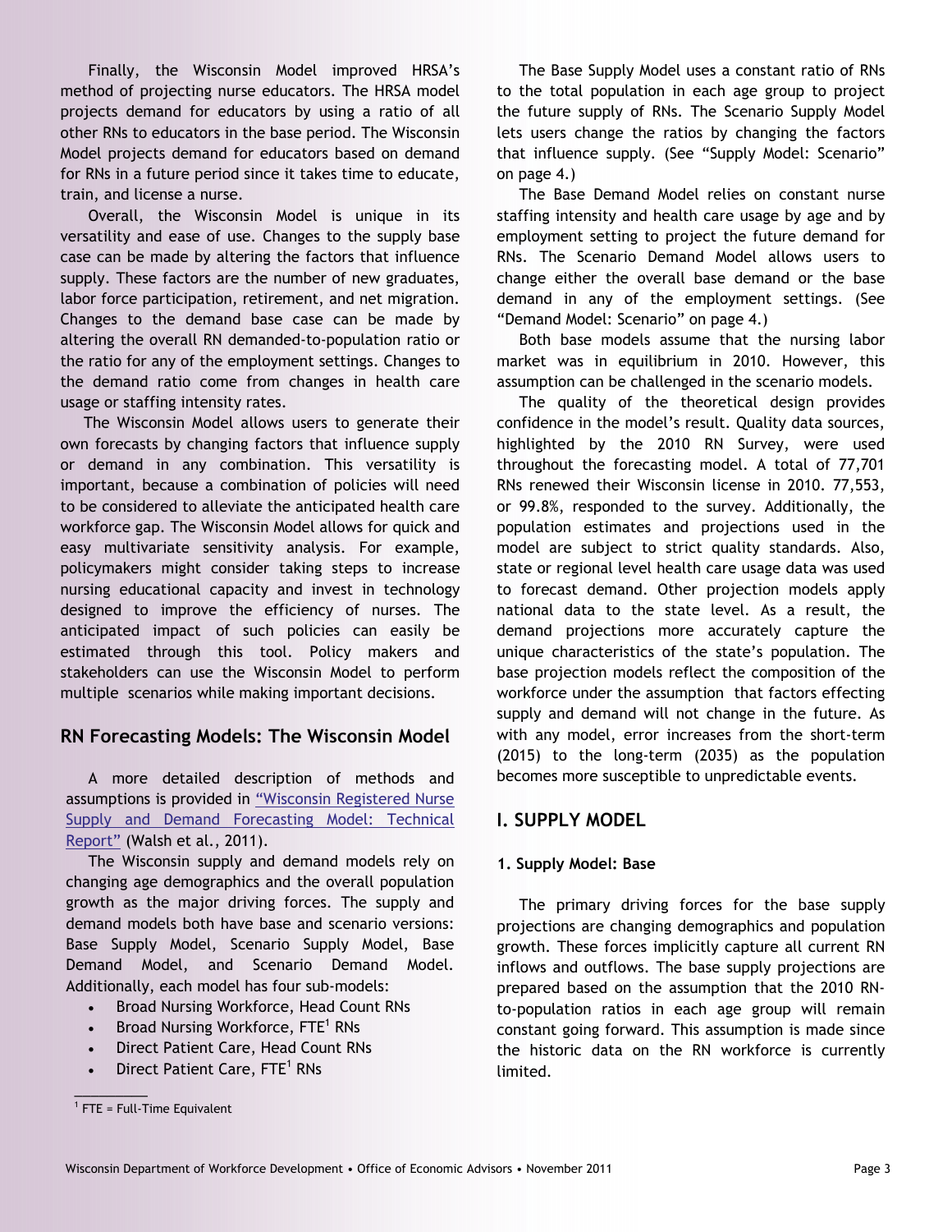Finally, the Wisconsin Model improved HRSA's method of projecting nurse educators. The HRSA model projects demand for educators by using a ratio of all other RNs to educators in the base period. The Wisconsin Model projects demand for educators based on demand for RNs in a future period since it takes time to educate, train, and license a nurse.

Overall, the Wisconsin Model is unique in its versatility and ease of use. Changes to the supply base case can be made by altering the factors that influence supply. These factors are the number of new graduates, labor force participation, retirement, and net migration. Changes to the demand base case can be made by altering the overall RN demanded-to-population ratio or the ratio for any of the employment settings. Changes to the demand ratio come from changes in health care usage or staffing intensity rates.

The Wisconsin Model allows users to generate their own forecasts by changing factors that influence supply or demand in any combination. This versatility is important, because a combination of policies will need to be considered to alleviate the anticipated health care workforce gap. The Wisconsin Model allows for quick and easy multivariate sensitivity analysis. For example, policymakers might consider taking steps to increase nursing educational capacity and invest in technology designed to improve the efficiency of nurses. The anticipated impact of such policies can easily be estimated through this tool. Policy makers and stakeholders can use the Wisconsin Model to perform multiple scenarios while making important decisions.

## RN Forecasting Models: The Wisconsin Model

A more detailed description of methods and assumptions is provided in "Wisconsin Registered Nurse Supply and Demand Forecasting Model: Technical Report" (Walsh et al., 2011).

The Wisconsin supply and demand models rely on changing age demographics and the overall population growth as the major driving forces. The supply and demand models both have base and scenario versions: Base Supply Model, Scenario Supply Model, Base Demand Model, and Scenario Demand Model. Additionally, each model has four sub-models:

- Broad Nursing Workforce, Head Count RNs
- Broad Nursing Workforce, FTE[1] RNs
- Direct Patient Care, Head Count RNs
- Direct Patient Care, FTE[1] RNs

[1] FTE = Full-Time Equivalent

The Base Supply Model uses a constant ratio of RNs to the total population in each age group to project the future supply of RNs. The Scenario Supply Model lets users change the ratios by changing the factors that influence supply. (See "Supply Model: Scenario" on page 4.)

The Base Demand Model relies on constant nurse staffing intensity and health care usage by age and by employment setting to project the future demand for RNs. The Scenario Demand Model allows users to change either the overall base demand or the base demand in any of the employment settings. (See "Demand Model: Scenario" on page 4.)

Both base models assume that the nursing labor market was in equilibrium in 2010. However, this assumption can be challenged in the scenario models.

The quality of the theoretical design provides confidence in the model's result. Quality data sources, highlighted by the 2010 RN Survey, were used throughout the forecasting model. A total of 77,701 RNs renewed their Wisconsin license in 2010. 77,553, or 99.8%, responded to the survey. Additionally, the population estimates and projections used in the model are subject to strict quality standards. Also, state or regional level health care usage data was used to forecast demand. Other projection models apply national data to the state level. As a result, the demand projections more accurately capture the unique characteristics of the state's population. The base projection models reflect the composition of the workforce under the assumption that factors effecting supply and demand will not change in the future. As with any model, error increases from the short-term (2015) to the long-term (2035) as the population becomes more susceptible to unpredictable events.

## I. SUPPLY MODEL

### 1. Supply Model: Base

The primary driving forces for the base supply projections are changing demographics and population growth. These forces implicitly capture all current RN inflows and outflows. The base supply projections are prepared based on the assumption that the 2010 RN-to-population ratios in each age group will remain constant going forward. This assumption is made since the historic data on the RN workforce is currently limited.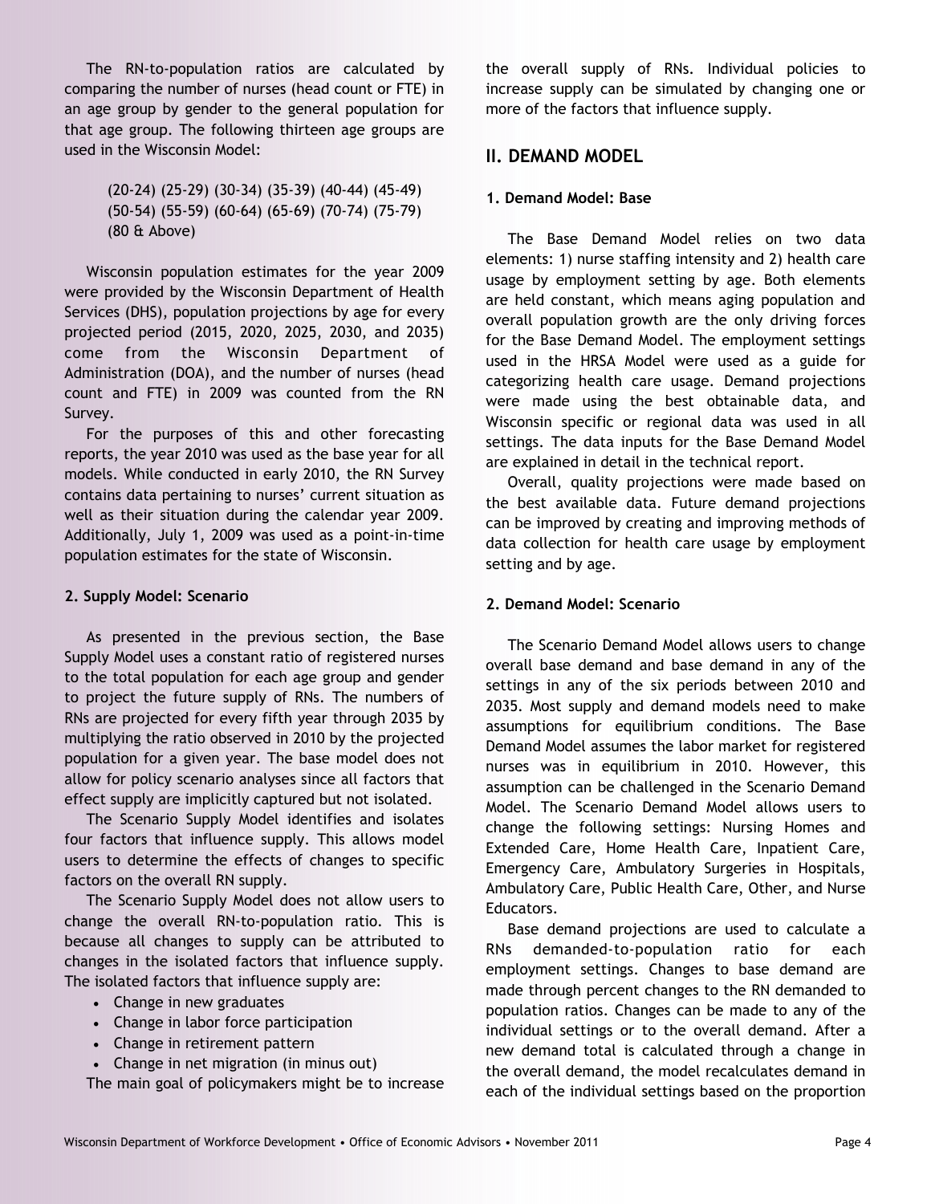The RN-to-population ratios are calculated by comparing the number of nurses (head count or FTE) in an age group by gender to the general population for that age group. The following thirteen age groups are used in the Wisconsin Model:

(20-24) (25-29) (30-34) (35-39) (40-44) (45-49) (50-54) (55-59) (60-64) (65-69) (70-74) (75-79) (80 & Above)

Wisconsin population estimates for the year 2009 were provided by the Wisconsin Department of Health Services (DHS), population projections by age for every projected period (2015, 2020, 2025, 2030, and 2035) come from the Wisconsin Department of Administration (DOA), and the number of nurses (head count and FTE) in 2009 was counted from the RN Survey.

For the purposes of this and other forecasting reports, the year 2010 was used as the base year for all models. While conducted in early 2010, the RN Survey contains data pertaining to nurses' current situation as well as their situation during the calendar year 2009. Additionally, July 1, 2009 was used as a point-in-time population estimates for the state of Wisconsin.

#### 2. Supply Model: Scenario

As presented in the previous section, the Base Supply Model uses a constant ratio of registered nurses to the total population for each age group and gender to project the future supply of RNs. The numbers of RNs are projected for every fifth year through 2035 by multiplying the ratio observed in 2010 by the projected population for a given year. The base model does not allow for policy scenario analyses since all factors that effect supply are implicitly captured but not isolated.

The Scenario Supply Model identifies and isolates four factors that influence supply. This allows model users to determine the effects of changes to specific factors on the overall RN supply.

The Scenario Supply Model does not allow users to change the overall RN-to-population ratio. This is because all changes to supply can be attributed to changes in the isolated factors that influence supply. The isolated factors that influence supply are:

- Change in new graduates
- Change in labor force participation
- Change in retirement pattern
- Change in net migration (in minus out)

The main goal of policymakers might be to increase the overall supply of RNs. Individual policies to increase supply can be simulated by changing one or more of the factors that influence supply.

## II. DEMAND MODEL

#### 1. Demand Model: Base

The Base Demand Model relies on two data elements: 1) nurse staffing intensity and 2) health care usage by employment setting by age. Both elements are held constant, which means aging population and overall population growth are the only driving forces for the Base Demand Model. The employment settings used in the HRSA Model were used as a guide for categorizing health care usage. Demand projections were made using the best obtainable data, and Wisconsin specific or regional data was used in all settings. The data inputs for the Base Demand Model are explained in detail in the technical report.

Overall, quality projections were made based on the best available data. Future demand projections can be improved by creating and improving methods of data collection for health care usage by employment setting and by age.

#### 2. Demand Model: Scenario

The Scenario Demand Model allows users to change overall base demand and base demand in any of the settings in any of the six periods between 2010 and 2035. Most supply and demand models need to make assumptions for equilibrium conditions. The Base Demand Model assumes the labor market for registered nurses was in equilibrium in 2010. However, this assumption can be challenged in the Scenario Demand Model. The Scenario Demand Model allows users to change the following settings: Nursing Homes and Extended Care, Home Health Care, Inpatient Care, Emergency Care, Ambulatory Surgeries in Hospitals, Ambulatory Care, Public Health Care, Other, and Nurse Educators.

Base demand projections are used to calculate a RNs demanded-to-population ratio for each employment settings. Changes to base demand are made through percent changes to the RN demanded to population ratios. Changes can be made to any of the individual settings or to the overall demand. After a new demand total is calculated through a change in the overall demand, the model recalculates demand in each of the individual settings based on the proportion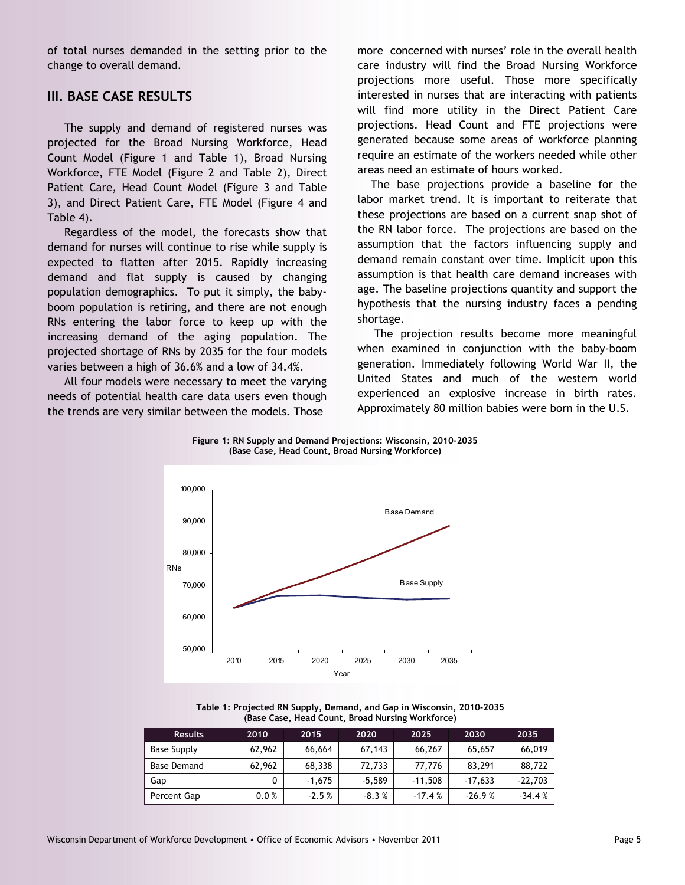of total nurses demanded in the setting prior to the change to overall demand.

## III. BASE CASE RESULTS

The supply and demand of registered nurses was projected for the Broad Nursing Workforce, Head Count Model (Figure 1 and Table 1), Broad Nursing Workforce, FTE Model (Figure 2 and Table 2), Direct Patient Care, Head Count Model (Figure 3 and Table 3), and Direct Patient Care, FTE Model (Figure 4 and Table 4).

Regardless of the model, the forecasts show that demand for nurses will continue to rise while supply is expected to flatten after 2015. Rapidly increasing demand and flat supply is caused by changing population demographics. To put it simply, the baby-boom population is retiring, and there are not enough RNs entering the labor force to keep up with the increasing demand of the aging population. The projected shortage of RNs by 2035 for the four models varies between a high of 36.6% and a low of 34.4%.

All four models were necessary to meet the varying needs of potential health care data users even though the trends are very similar between the models. Those more concerned with nurses' role in the overall health care industry will find the Broad Nursing Workforce projections more useful. Those more specifically interested in nurses that are interacting with patients will find more utility in the Direct Patient Care projections. Head Count and FTE projections were generated because some areas of workforce planning require an estimate of the workers needed while other areas need an estimate of hours worked.

The base projections provide a baseline for the labor market trend. It is important to reiterate that these projections are based on a current snap shot of the RN labor force. The projections are based on the assumption that the factors influencing supply and demand remain constant over time. Implicit upon this assumption is that health care demand increases with age. The baseline projections quantity and support the hypothesis that the nursing industry faces a pending shortage.

The projection results become more meaningful when examined in conjunction with the baby-boom generation. Immediately following World War II, the United States and much of the western world experienced an explosive increase in birth rates. Approximately 80 million babies were born in the U.S.

**Figure 1: RN Supply and Demand Projections: Wisconsin, 2010-2035 (Base Case, Head Count, Broad Nursing Workforce)**

**Table 1: Projected RN Supply, Demand, and Gap in Wisconsin, 2010-2035 (Base Case, Head Count, Broad Nursing Workforce)**

| Results | 2010 | 2015 | 2020 | 2025 | 2030 | 2035 |
|---|---|---|---|---|---|---|
| Base Supply | 62,962 | 66,664 | 67,143 | 66,267 | 65,657 | 66,019 |
| Base Demand | 62,962 | 68,338 | 72,733 | 77,776 | 83,291 | 88,722 |
| Gap | 0 | -1,675 | -5,589 | -11,508 | -17,633 | -22,703 |
| Percent Gap | 0.0 % | -2.5 % | -8.3 % | -17.4 % | -26.9 % | -34.4 % |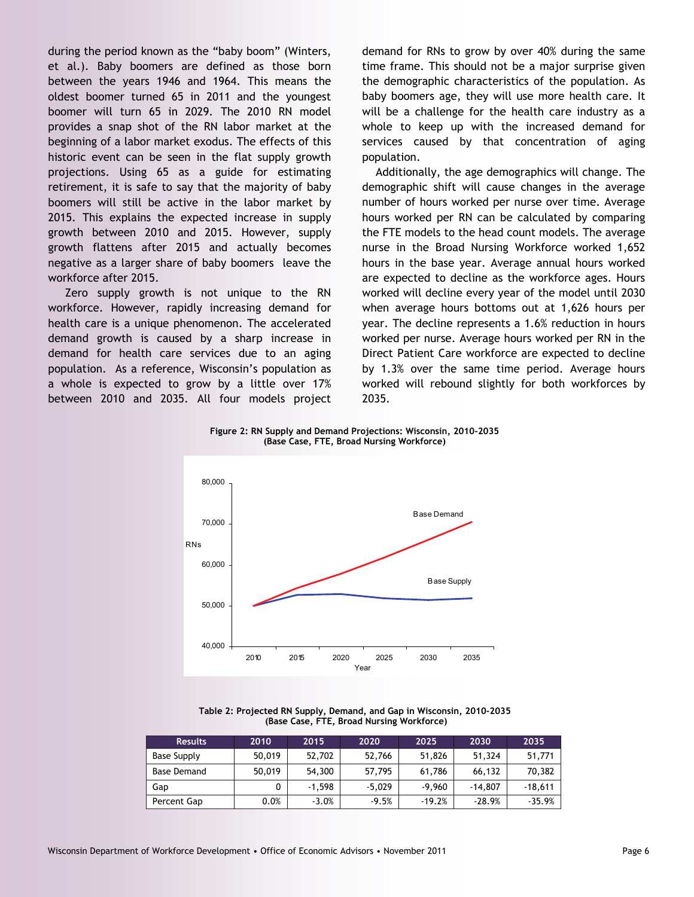during the period known as the "baby boom" (Winters, et al.). Baby boomers are defined as those born between the years 1946 and 1964. This means the oldest boomer turned 65 in 2011 and the youngest boomer will turn 65 in 2029. The 2010 RN model provides a snap shot of the RN labor market at the beginning of a labor market exodus. The effects of this historic event can be seen in the flat supply growth projections. Using 65 as a guide for estimating retirement, it is safe to say that the majority of baby boomers will still be active in the labor market by 2015. This explains the expected increase in supply growth between 2010 and 2015. However, supply growth flattens after 2015 and actually becomes negative as a larger share of baby boomers leave the workforce after 2015.

Zero supply growth is not unique to the RN workforce. However, rapidly increasing demand for health care is a unique phenomenon. The accelerated demand growth is caused by a sharp increase in demand for health care services due to an aging population. As a reference, Wisconsin's population as a whole is expected to grow by a little over 17% between 2010 and 2035. All four models project demand for RNs to grow by over 40% during the same time frame. This should not be a major surprise given the demographic characteristics of the population. As baby boomers age, they will use more health care. It will be a challenge for the health care industry as a whole to keep up with the increased demand for services caused by that concentration of aging population.

Additionally, the age demographics will change. The demographic shift will cause changes in the average number of hours worked per nurse over time. Average hours worked per RN can be calculated by comparing the FTE models to the head count models. The average nurse in the Broad Nursing Workforce worked 1,652 hours in the base year. Average annual hours worked are expected to decline as the workforce ages. Hours worked will decline every year of the model until 2030 when average hours bottoms out at 1,626 hours per year. The decline represents a 1.6% reduction in hours worked per nurse. Average hours worked per RN in the Direct Patient Care workforce are expected to decline by 1.3% over the same time period. Average hours worked will rebound slightly for both workforces by 2035.

**Figure 2: RN Supply and Demand Projections: Wisconsin, 2010-2035 (Base Case, FTE, Broad Nursing Workforce)**

**Table 2: Projected RN Supply, Demand, and Gap in Wisconsin, 2010-2035 (Base Case, FTE, Broad Nursing Workforce)**

| Results | 2010 | 2015 | 2020 | 2025 | 2030 | 2035 |
|---|---|---|---|---|---|---|
| Base Supply | 50,019 | 52,702 | 52,766 | 51,826 | 51,324 | 51,771 |
| Base Demand | 50,019 | 54,300 | 57,795 | 61,786 | 66,132 | 70,382 |
| Gap | 0 | -1,598 | -5,029 | -9,960 | -14,807 | -18,611 |
| Percent Gap | 0.0% | -3.0% | -9.5% | -19.2% | -28.9% | -35.9% |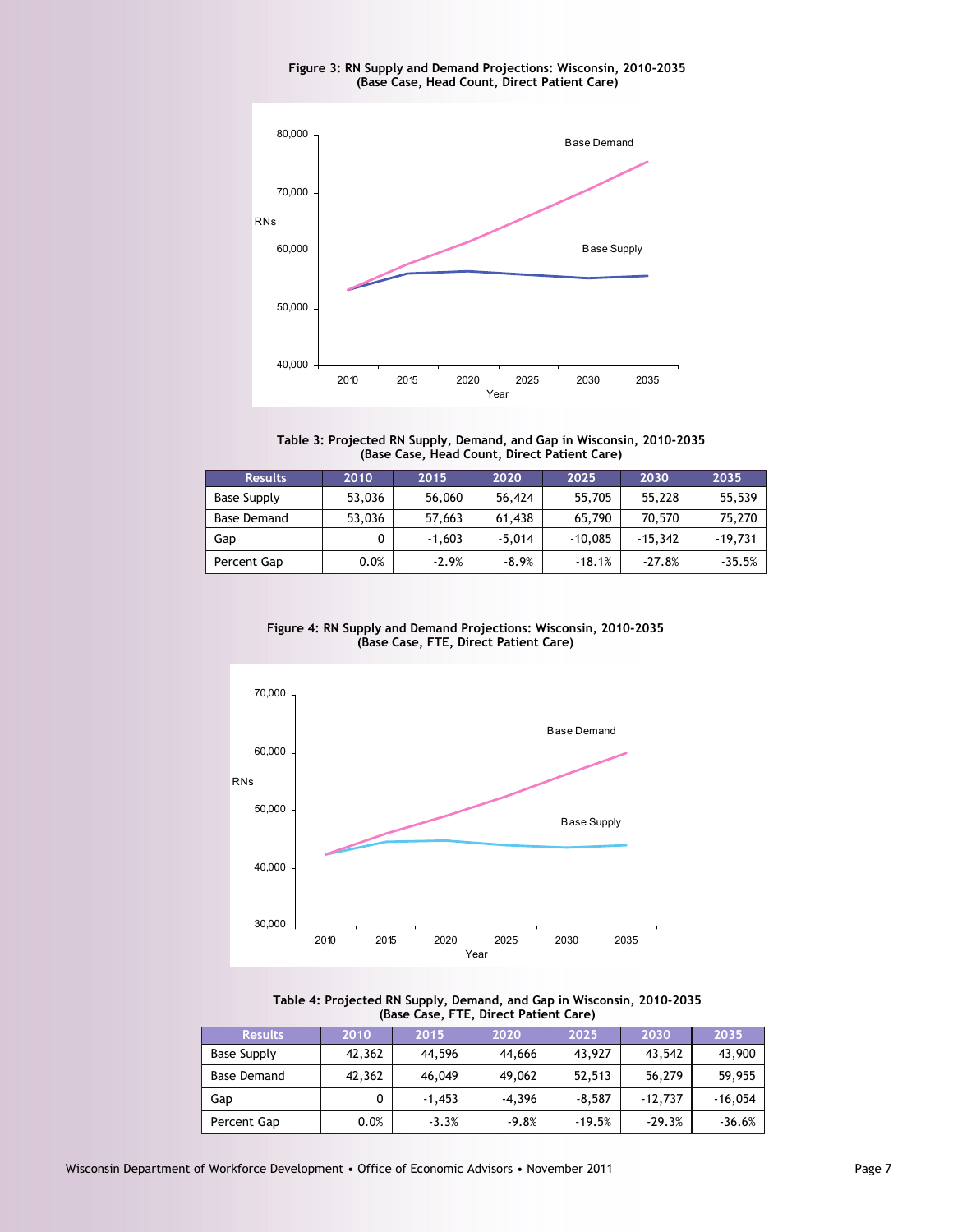**Figure 3: RN Supply and Demand Projections: Wisconsin, 2010-2035 (Base Case, Head Count, Direct Patient Care)**

**Table 3: Projected RN Supply, Demand, and Gap in Wisconsin, 2010-2035 (Base Case, Head Count, Direct Patient Care)**

| Results | 2010 | 2015 | 2020 | 2025 | 2030 | 2035 |
|---|---|---|---|---|---|---|
| Base Supply | 53,036 | 56,060 | 56,424 | 55,705 | 55,228 | 55,539 |
| Base Demand | 53,036 | 57,663 | 61,438 | 65,790 | 70,570 | 75,270 |
| Gap | 0 | -1,603 | -5,014 | -10,085 | -15,342 | -19,731 |
| Percent Gap | 0.0% | -2.9% | -8.9% | -18.1% | -27.8% | -35.5% |

**Figure 4: RN Supply and Demand Projections: Wisconsin, 2010-2035 (Base Case, FTE, Direct Patient Care)**

**Table 4: Projected RN Supply, Demand, and Gap in Wisconsin, 2010-2035 (Base Case, FTE, Direct Patient Care)**

| Results | 2010 | 2015 | 2020 | 2025 | 2030 | 2035 |
|---|---|---|---|---|---|---|
| Base Supply | 42,362 | 44,596 | 44,666 | 43,927 | 43,542 | 43,900 |
| Base Demand | 42,362 | 46,049 | 49,062 | 52,513 | 56,279 | 59,955 |
| Gap | 0 | -1,453 | -4,396 | -8,587 | -12,737 | -16,054 |
| Percent Gap | 0.0% | -3.3% | -9.8% | -19.5% | -29.3% | -36.6% |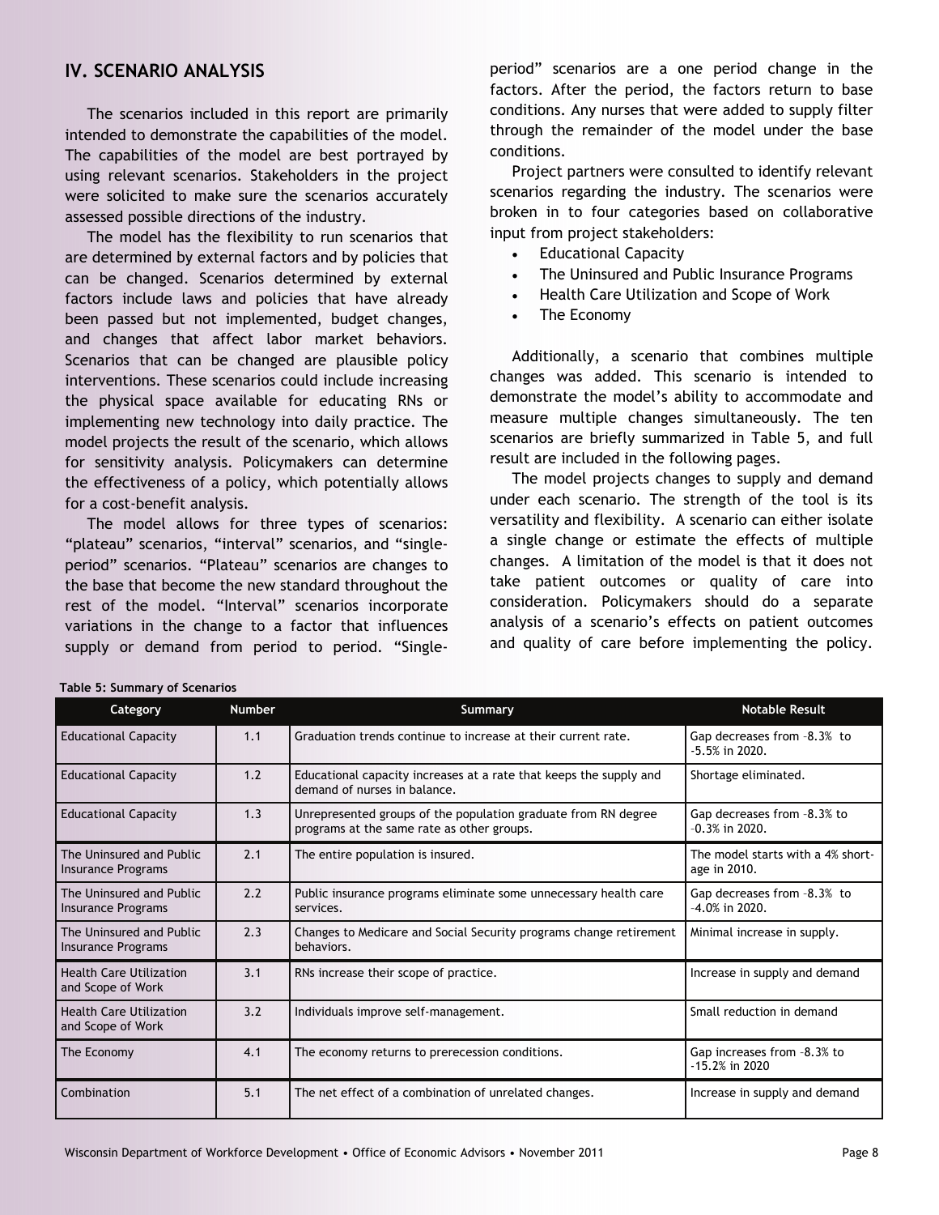## IV. SCENARIO ANALYSIS

The scenarios included in this report are primarily intended to demonstrate the capabilities of the model. The capabilities of the model are best portrayed by using relevant scenarios. Stakeholders in the project were solicited to make sure the scenarios accurately assessed possible directions of the industry.

The model has the flexibility to run scenarios that are determined by external factors and by policies that can be changed. Scenarios determined by external factors include laws and policies that have already been passed but not implemented, budget changes, and changes that affect labor market behaviors. Scenarios that can be changed are plausible policy interventions. These scenarios could include increasing the physical space available for educating RNs or implementing new technology into daily practice. The model projects the result of the scenario, which allows for sensitivity analysis. Policymakers can determine the effectiveness of a policy, which potentially allows for a cost-benefit analysis.

The model allows for three types of scenarios: "plateau" scenarios, "interval" scenarios, and "single-period" scenarios. "Plateau" scenarios are changes to the base that become the new standard throughout the rest of the model. "Interval" scenarios incorporate variations in the change to a factor that influences supply or demand from period to period. "Single-period" scenarios are a one period change in the factors. After the period, the factors return to base conditions. Any nurses that were added to supply filter through the remainder of the model under the base conditions.

Project partners were consulted to identify relevant scenarios regarding the industry. The scenarios were broken in to four categories based on collaborative input from project stakeholders:

- Educational Capacity
- The Uninsured and Public Insurance Programs
- Health Care Utilization and Scope of Work
- The Economy

Additionally, a scenario that combines multiple changes was added. This scenario is intended to demonstrate the model's ability to accommodate and measure multiple changes simultaneously. The ten scenarios are briefly summarized in Table 5, and full result are included in the following pages.

The model projects changes to supply and demand under each scenario. The strength of the tool is its versatility and flexibility. A scenario can either isolate a single change or estimate the effects of multiple changes. A limitation of the model is that it does not take patient outcomes or quality of care into consideration. Policymakers should do a separate analysis of a scenario's effects on patient outcomes and quality of care before implementing the policy.

**Table 5: Summary of Scenarios**

| Category | Number | Summary | Notable Result |
|---|---|---|---|
| Educational Capacity | 1.1 | Graduation trends continue to increase at their current rate. | Gap decreases from -8.3% to -5.5% in 2020. |
| Educational Capacity | 1.2 | Educational capacity increases at a rate that keeps the supply and demand of nurses in balance. | Shortage eliminated. |
| Educational Capacity | 1.3 | Unrepresented groups of the population graduate from RN degree programs at the same rate as other groups. | Gap decreases from -8.3% to -0.3% in 2020. |
| The Uninsured and Public Insurance Programs | 2.1 | The entire population is insured. | The model starts with a 4% shortage in 2010. |
| The Uninsured and Public Insurance Programs | 2.2 | Public insurance programs eliminate some unnecessary health care services. | Gap decreases from -8.3% to -4.0% in 2020. |
| The Uninsured and Public Insurance Programs | 2.3 | Changes to Medicare and Social Security programs change retirement behaviors. | Minimal increase in supply. |
| Health Care Utilization and Scope of Work | 3.1 | RNs increase their scope of practice. | Increase in supply and demand |
| Health Care Utilization and Scope of Work | 3.2 | Individuals improve self-management. | Small reduction in demand |
| The Economy | 4.1 | The economy returns to prerecession conditions. | Gap increases from -8.3% to -15.2% in 2020 |
| Combination | 5.1 | The net effect of a combination of unrelated changes. | Increase in supply and demand |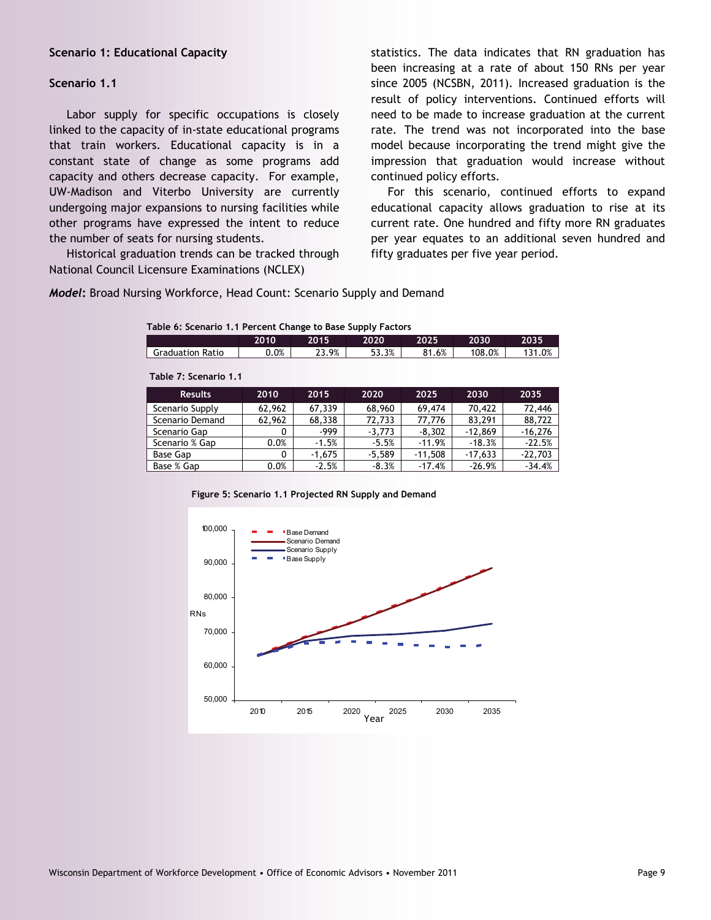### Scenario 1: Educational Capacity

### Scenario 1.1

Labor supply for specific occupations is closely linked to the capacity of in-state educational programs that train workers. Educational capacity is in a constant state of change as some programs add capacity and others decrease capacity. For example, UW-Madison and Viterbo University are currently undergoing major expansions to nursing facilities while other programs have expressed the intent to reduce the number of seats for nursing students.

Historical graduation trends can be tracked through National Council Licensure Examinations (NCLEX) statistics. The data indicates that RN graduation has been increasing at a rate of about 150 RNs per year since 2005 (NCSBN, 2011). Increased graduation is the result of policy interventions. Continued efforts will need to be made to increase graduation at the current rate. The trend was not incorporated into the base model because incorporating the trend might give the impression that graduation would increase without continued policy efforts.

For this scenario, continued efforts to expand educational capacity allows graduation to rise at its current rate. One hundred and fifty more RN graduates per year equates to an additional seven hundred and fifty graduates per five year period.

***Model*:** Broad Nursing Workforce, Head Count: Scenario Supply and Demand

**Table 6: Scenario 1.1 Percent Change to Base Supply Factors**

| | 2010 | 2015 | 2020 | 2025 | 2030 | 2035 |
|---|---|---|---|---|---|---|
| Graduation Ratio | 0.0% | 23.9% | 53.3% | 81.6% | 108.0% | 131.0% |

**Table 7: Scenario 1.1**

| Results | 2010 | 2015 | 2020 | 2025 | 2030 | 2035 |
|---|---|---|---|---|---|---|
| Scenario Supply | 62,962 | 67,339 | 68,960 | 69,474 | 70,422 | 72,446 |
| Scenario Demand | 62,962 | 68,338 | 72,733 | 77,776 | 83,291 | 88,722 |
| Scenario Gap | 0 | -999 | -3,773 | -8,302 | -12,869 | -16,276 |
| Scenario % Gap | 0.0% | -1.5% | -5.5% | -11.9% | -18.3% | -22.5% |
| Base Gap | 0 | -1,675 | -5,589 | -11,508 | -17,633 | -22,703 |
| Base % Gap | 0.0% | -2.5% | -8.3% | -17.4% | -26.9% | -34.4% |

**Figure 5: Scenario 1.1 Projected RN Supply and Demand**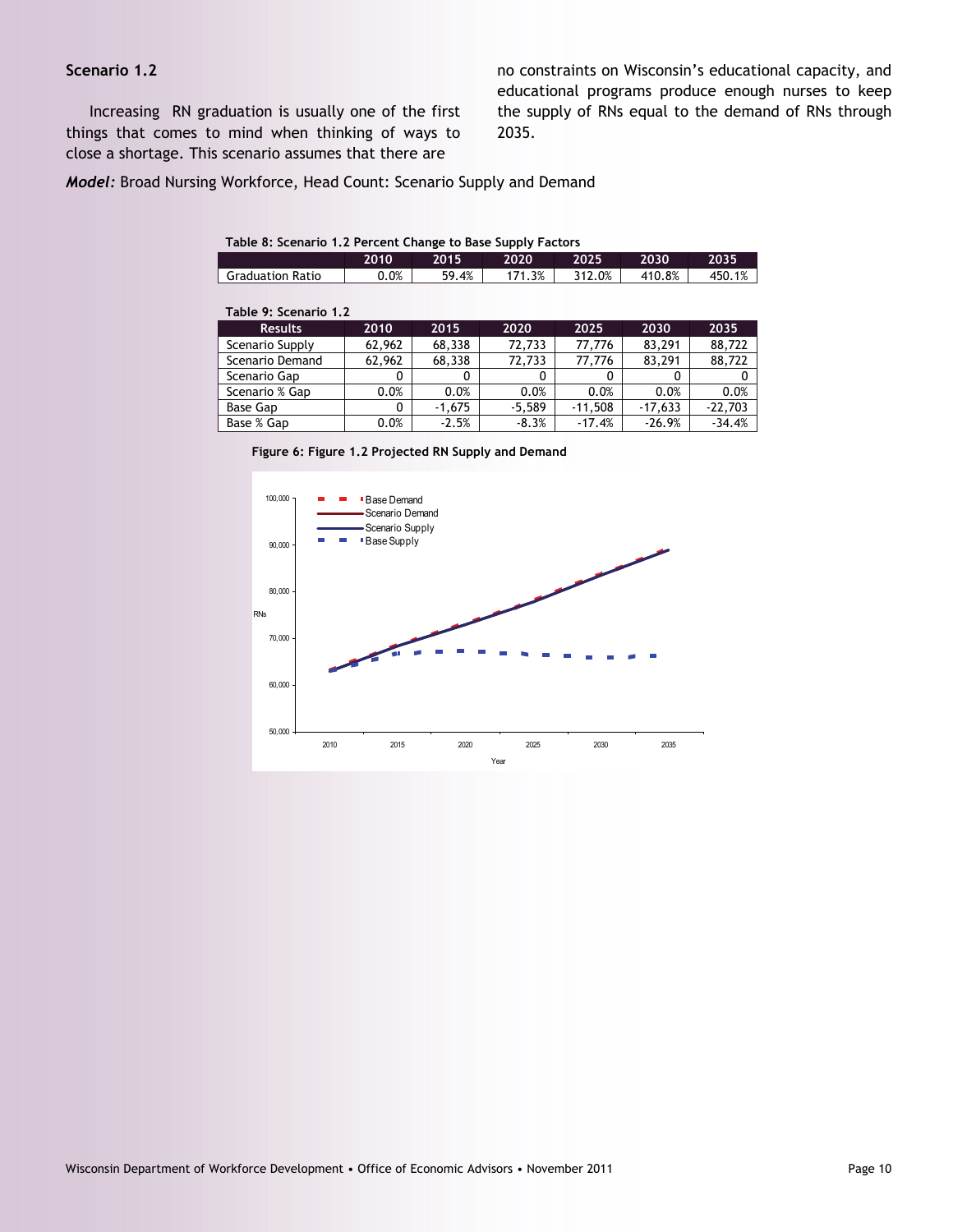### Scenario 1.2

Increasing RN graduation is usually one of the first things that comes to mind when thinking of ways to close a shortage. This scenario assumes that there are no constraints on Wisconsin's educational capacity, and educational programs produce enough nurses to keep the supply of RNs equal to the demand of RNs through 2035.

***Model:*** Broad Nursing Workforce, Head Count: Scenario Supply and Demand

**Table 8: Scenario 1.2 Percent Change to Base Supply Factors**

| | 2010 | 2015 | 2020 | 2025 | 2030 | 2035 |
|---|---|---|---|---|---|---|
| Graduation Ratio | 0.0% | 59.4% | 171.3% | 312.0% | 410.8% | 450.1% |

**Table 9: Scenario 1.2**

| Results | 2010 | 2015 | 2020 | 2025 | 2030 | 2035 |
|---|---|---|---|---|---|---|
| Scenario Supply | 62,962 | 68,338 | 72,733 | 77,776 | 83,291 | 88,722 |
| Scenario Demand | 62,962 | 68,338 | 72,733 | 77,776 | 83,291 | 88,722 |
| Scenario Gap | 0 | 0 | 0 | 0 | 0 | 0 |
| Scenario % Gap | 0.0% | 0.0% | 0.0% | 0.0% | 0.0% | 0.0% |
| Base Gap | 0 | -1,675 | -5,589 | -11,508 | -17,633 | -22,703 |
| Base % Gap | 0.0% | -2.5% | -8.3% | -17.4% | -26.9% | -34.4% |

**Figure 6: Figure 1.2 Projected RN Supply and Demand**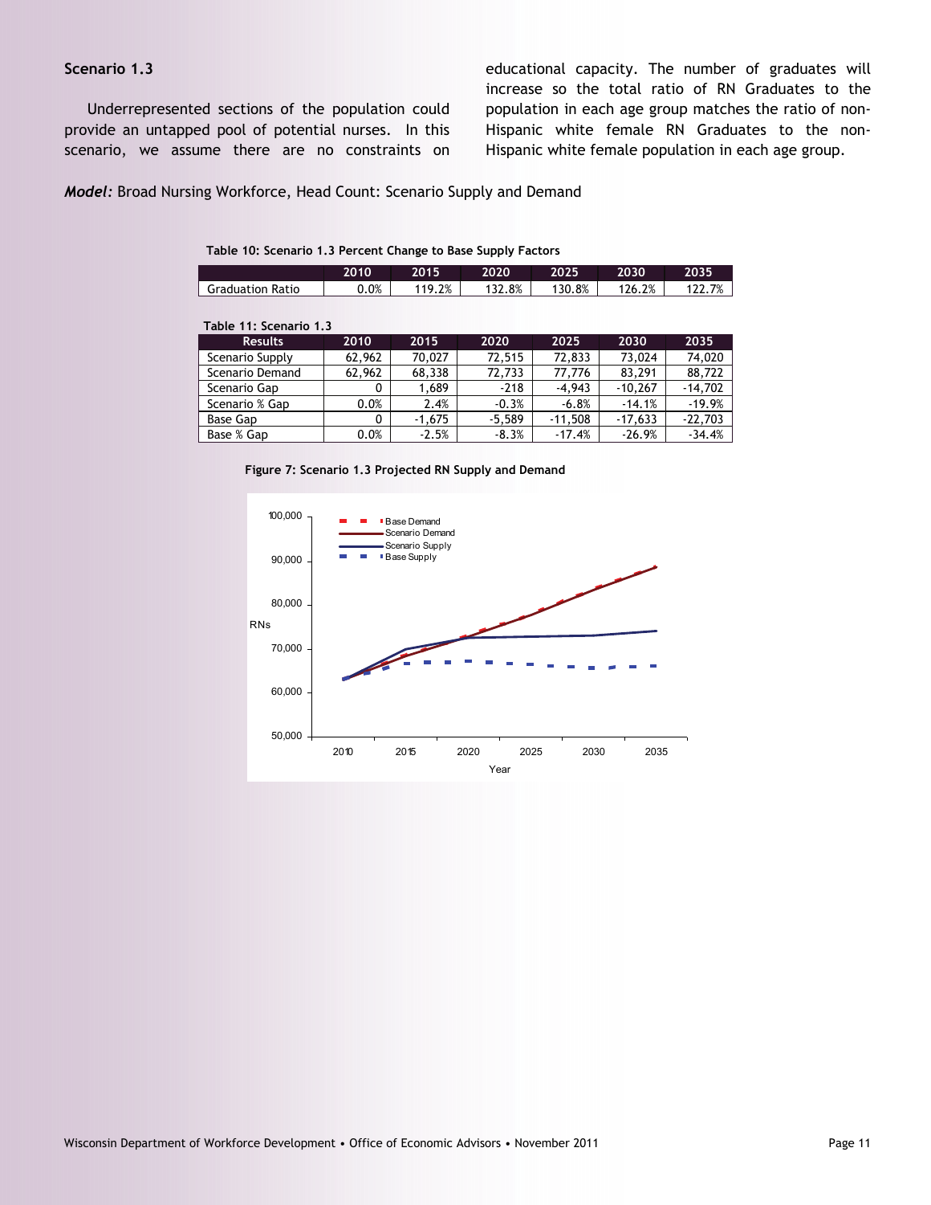### Scenario 1.3

Underrepresented sections of the population could provide an untapped pool of potential nurses. In this scenario, we assume there are no constraints on educational capacity. The number of graduates will increase so the total ratio of RN Graduates to the population in each age group matches the ratio of non-Hispanic white female RN Graduates to the non-Hispanic white female population in each age group.

***Model:*** Broad Nursing Workforce, Head Count: Scenario Supply and Demand

**Table 10: Scenario 1.3 Percent Change to Base Supply Factors**

| | 2010 | 2015 | 2020 | 2025 | 2030 | 2035 |
|---|---|---|---|---|---|---|
| Graduation Ratio | 0.0% | 119.2% | 132.8% | 130.8% | 126.2% | 122.7% |

**Table 11: Scenario 1.3**

| Results | 2010 | 2015 | 2020 | 2025 | 2030 | 2035 |
|---|---|---|---|---|---|---|
| Scenario Supply | 62,962 | 70,027 | 72,515 | 72,833 | 73,024 | 74,020 |
| Scenario Demand | 62,962 | 68,338 | 72,733 | 77,776 | 83,291 | 88,722 |
| Scenario Gap | 0 | 1,689 | -218 | -4,943 | -10,267 | -14,702 |
| Scenario % Gap | 0.0% | 2.4% | -0.3% | -6.8% | -14.1% | -19.9% |
| Base Gap | 0 | -1,675 | -5,589 | -11,508 | -17,633 | -22,703 |
| Base % Gap | 0.0% | -2.5% | -8.3% | -17.4% | -26.9% | -34.4% |

**Figure 7: Scenario 1.3 Projected RN Supply and Demand**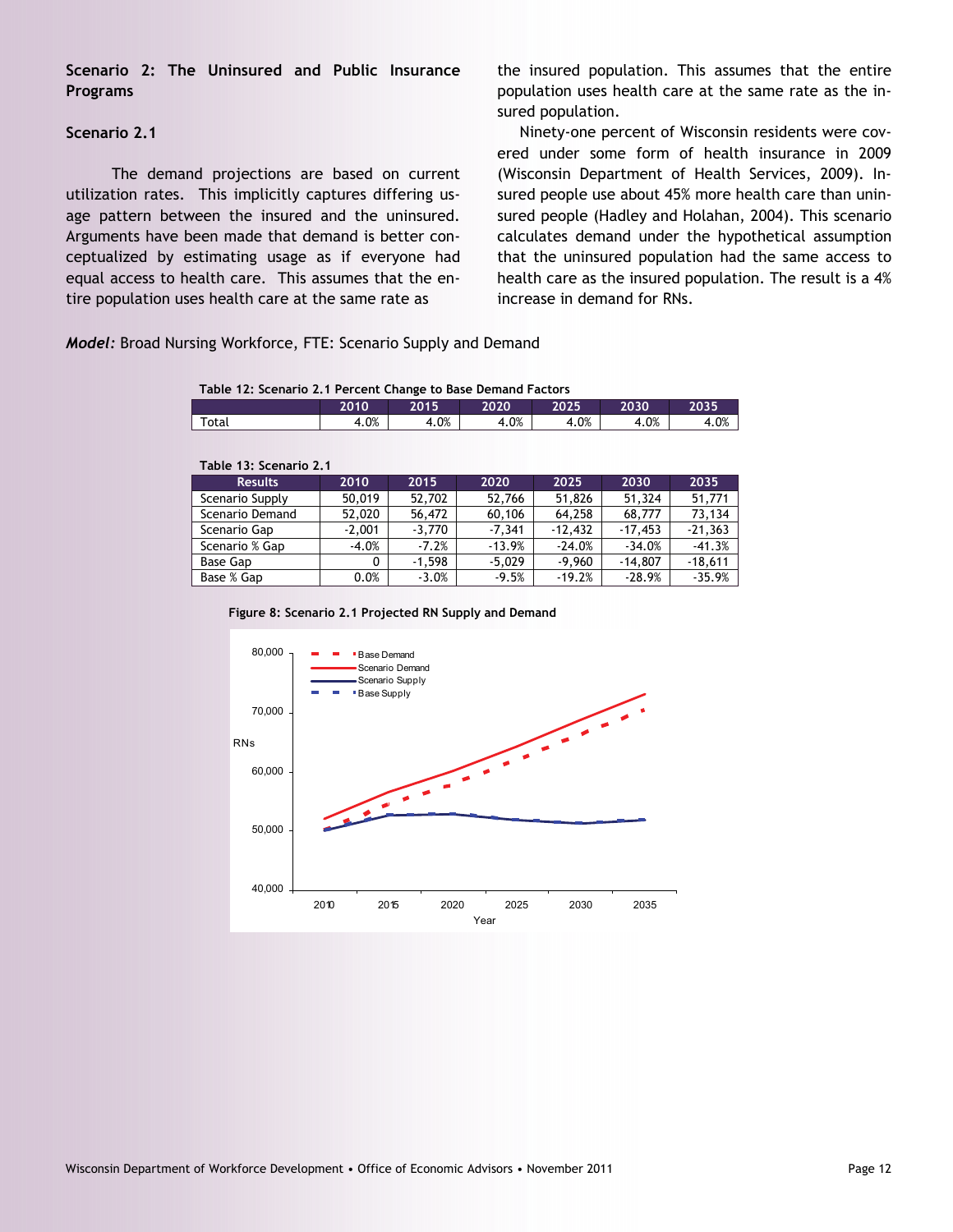### Scenario 2: The Uninsured and Public Insurance Programs

#### Scenario 2.1

The demand projections are based on current utilization rates. This implicitly captures differing usage pattern between the insured and the uninsured. Arguments have been made that demand is better conceptualized by estimating usage as if everyone had equal access to health care. This assumes that the entire population uses health care at the same rate as the insured population. This assumes that the entire population uses health care at the same rate as the insured population.

Ninety-one percent of Wisconsin residents were covered under some form of health insurance in 2009 (Wisconsin Department of Health Services, 2009). Insured people use about 45% more health care than uninsured people (Hadley and Holahan, 2004). This scenario calculates demand under the hypothetical assumption that the uninsured population had the same access to health care as the insured population. The result is a 4% increase in demand for RNs.

***Model:*** Broad Nursing Workforce, FTE: Scenario Supply and Demand

**Table 12: Scenario 2.1 Percent Change to Base Demand Factors**

| | 2010 | 2015 | 2020 | 2025 | 2030 | 2035 |
|---|---|---|---|---|---|---|
| Total | 4.0% | 4.0% | 4.0% | 4.0% | 4.0% | 4.0% |

**Table 13: Scenario 2.1**

| Results | 2010 | 2015 | 2020 | 2025 | 2030 | 2035 |
|---|---|---|---|---|---|---|
| Scenario Supply | 50,019 | 52,702 | 52,766 | 51,826 | 51,324 | 51,771 |
| Scenario Demand | 52,020 | 56,472 | 60,106 | 64,258 | 68,777 | 73,134 |
| Scenario Gap | -2,001 | -3,770 | -7,341 | -12,432 | -17,453 | -21,363 |
| Scenario % Gap | -4.0% | -7.2% | -13.9% | -24.0% | -34.0% | -41.3% |
| Base Gap | 0 | -1,598 | -5,029 | -9,960 | -14,807 | -18,611 |
| Base % Gap | 0.0% | -3.0% | -9.5% | -19.2% | -28.9% | -35.9% |

**Figure 8: Scenario 2.1 Projected RN Supply and Demand**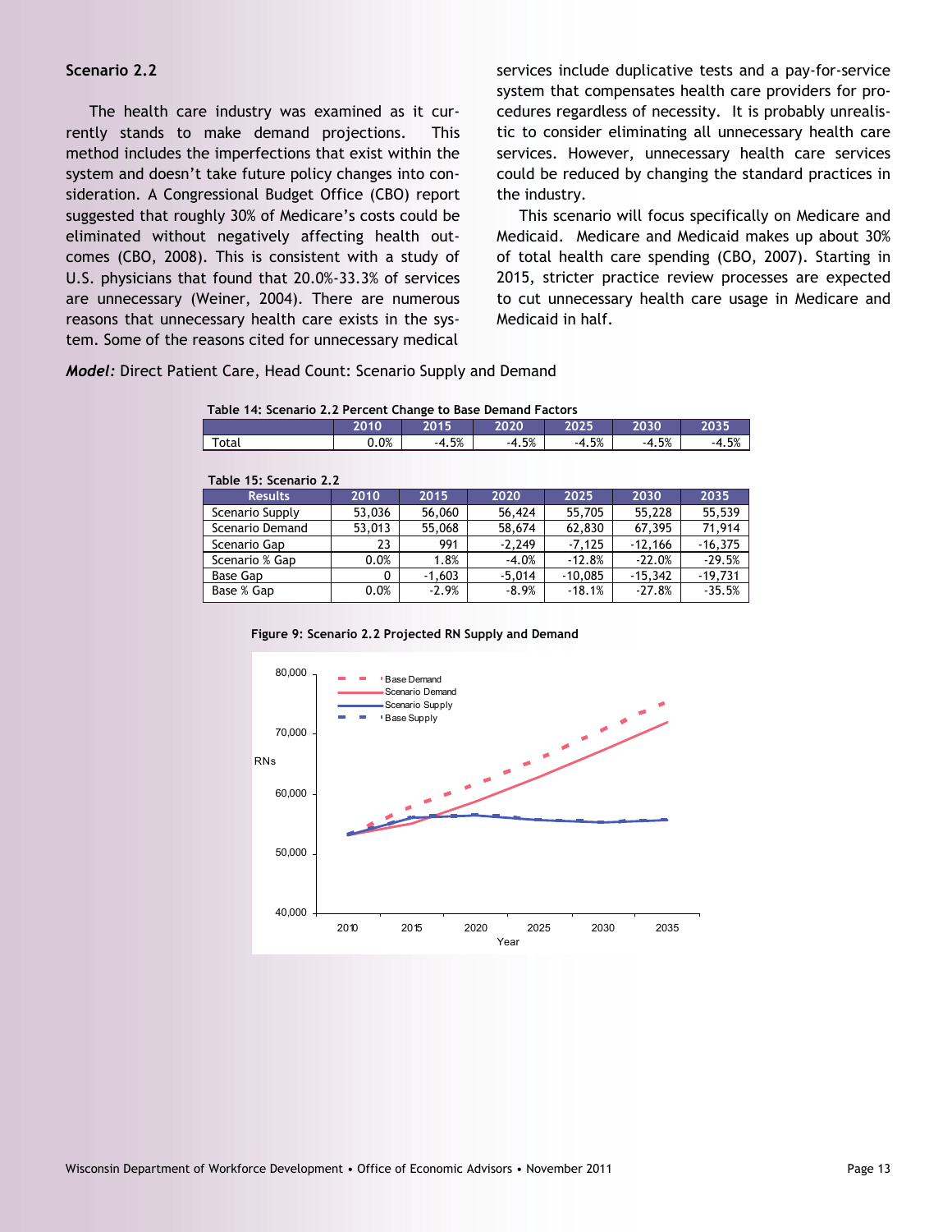### Scenario 2.2

The health care industry was examined as it currently stands to make demand projections. This method includes the imperfections that exist within the system and doesn't take future policy changes into consideration. A Congressional Budget Office (CBO) report suggested that roughly 30% of Medicare's costs could be eliminated without negatively affecting health outcomes (CBO, 2008). This is consistent with a study of U.S. physicians that found that 20.0%-33.3% of services are unnecessary (Weiner, 2004). There are numerous reasons that unnecessary health care exists in the system. Some of the reasons cited for unnecessary medical services include duplicative tests and a pay-for-service system that compensates health care providers for procedures regardless of necessity. It is probably unrealistic to consider eliminating all unnecessary health care services. However, unnecessary health care services could be reduced by changing the standard practices in the industry.

This scenario will focus specifically on Medicare and Medicaid. Medicare and Medicaid makes up about 30% of total health care spending (CBO, 2007). Starting in 2015, stricter practice review processes are expected to cut unnecessary health care usage in Medicare and Medicaid in half.

***Model:*** Direct Patient Care, Head Count: Scenario Supply and Demand

**Table 14: Scenario 2.2 Percent Change to Base Demand Factors**

| | 2010 | 2015 | 2020 | 2025 | 2030 | 2035 |
|---|---|---|---|---|---|---|
| Total | 0.0% | -4.5% | -4.5% | -4.5% | -4.5% | -4.5% |

**Table 15: Scenario 2.2**

| Results | 2010 | 2015 | 2020 | 2025 | 2030 | 2035 |
|---|---|---|---|---|---|---|
| Scenario Supply | 53,036 | 56,060 | 56,424 | 55,705 | 55,228 | 55,539 |
| Scenario Demand | 53,013 | 55,068 | 58,674 | 62,830 | 67,395 | 71,914 |
| Scenario Gap | 23 | 991 | -2,249 | -7,125 | -12,166 | -16,375 |
| Scenario % Gap | 0.0% | 1.8% | -4.0% | -12.8% | -22.0% | -29.5% |
| Base Gap | 0 | -1,603 | -5,014 | -10,085 | -15,342 | -19,731 |
| Base % Gap | 0.0% | -2.9% | -8.9% | -18.1% | -27.8% | -35.5% |

**Figure 9: Scenario 2.2 Projected RN Supply and Demand**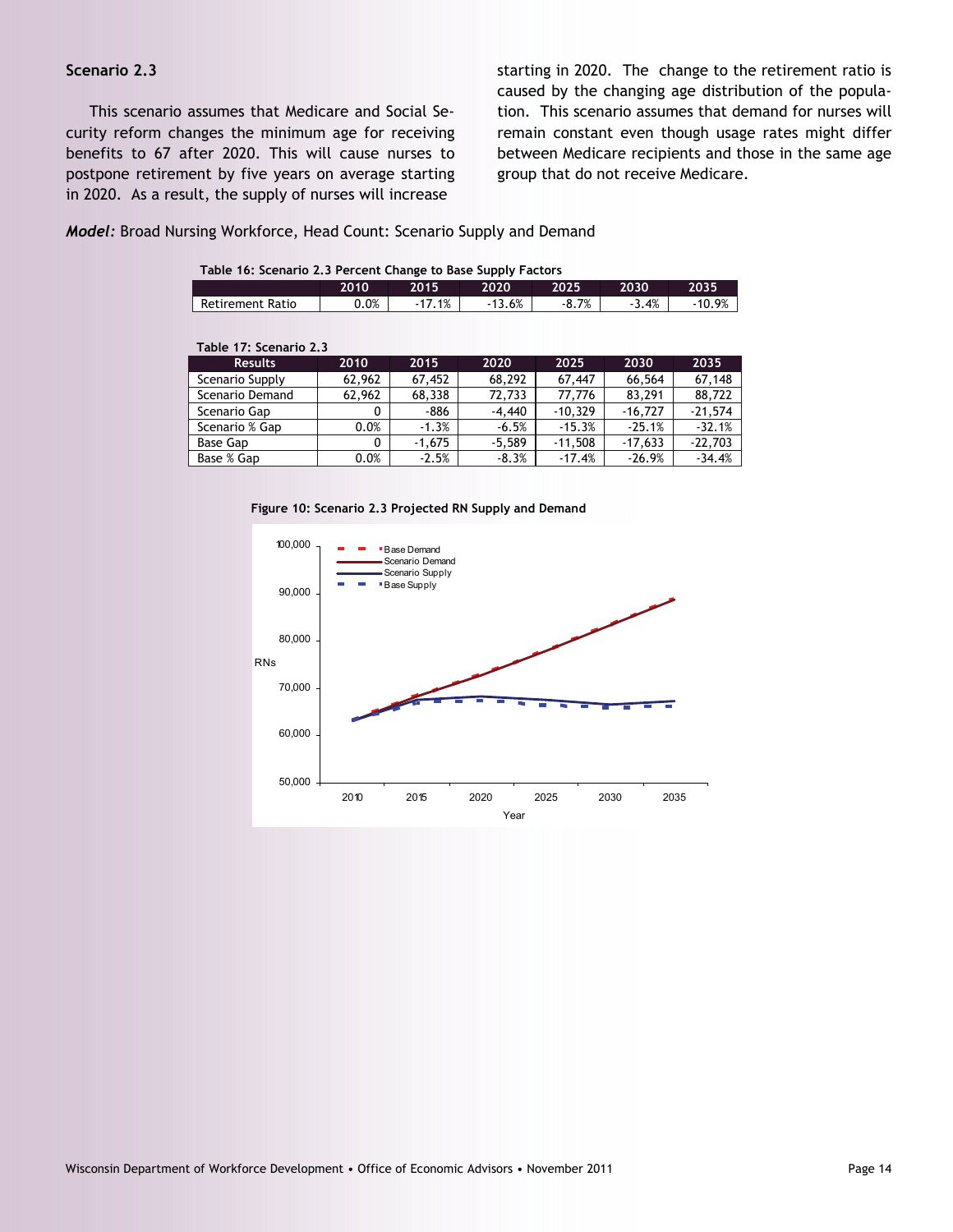### Scenario 2.3

This scenario assumes that Medicare and Social Security reform changes the minimum age for receiving benefits to 67 after 2020. This will cause nurses to postpone retirement by five years on average starting in 2020. As a result, the supply of nurses will increase starting in 2020. The change to the retirement ratio is caused by the changing age distribution of the population. This scenario assumes that demand for nurses will remain constant even though usage rates might differ between Medicare recipients and those in the same age group that do not receive Medicare.

***Model:*** Broad Nursing Workforce, Head Count: Scenario Supply and Demand

**Table 16: Scenario 2.3 Percent Change to Base Supply Factors**

| | 2010 | 2015 | 2020 | 2025 | 2030 | 2035 |
|---|---|---|---|---|---|---|
| Retirement Ratio | 0.0% | -17.1% | -13.6% | -8.7% | -3.4% | -10.9% |

**Table 17: Scenario 2.3**

| Results | 2010 | 2015 | 2020 | 2025 | 2030 | 2035 |
|---|---|---|---|---|---|---|
| Scenario Supply | 62,962 | 67,452 | 68,292 | 67,447 | 66,564 | 67,148 |
| Scenario Demand | 62,962 | 68,338 | 72,733 | 77,776 | 83,291 | 88,722 |
| Scenario Gap | 0 | -886 | -4,440 | -10,329 | -16,727 | -21,574 |
| Scenario % Gap | 0.0% | -1.3% | -6.5% | -15.3% | -25.1% | -32.1% |
| Base Gap | 0 | -1,675 | -5,589 | -11,508 | -17,633 | -22,703 |
| Base % Gap | 0.0% | -2.5% | -8.3% | -17.4% | -26.9% | -34.4% |

**Figure 10: Scenario 2.3 Projected RN Supply and Demand**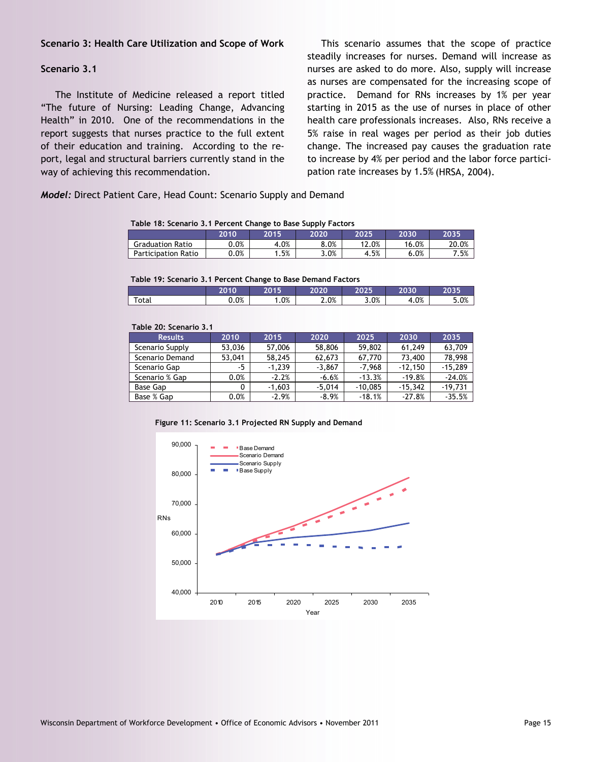**Scenario 3: Health Care Utilization and Scope of Work**

**Scenario 3.1**

The Institute of Medicine released a report titled “The future of Nursing: Leading Change, Advancing Health” in 2010. One of the recommendations in the report suggests that nurses practice to the full extent of their education and training. According to the report, legal and structural barriers currently stand in the way of achieving this recommendation.

This scenario assumes that the scope of practice steadily increases for nurses. Demand will increase as nurses are asked to do more. Also, supply will increase as nurses are compensated for the increasing scope of practice. Demand for RNs increases by 1% per year starting in 2015 as the use of nurses in place of other health care professionals increases. Also, RNs receive a 5% raise in real wages per period as their job duties change. The increased pay causes the graduation rate to increase by 4% per period and the labor force participation rate increases by 1.5% (HRSA, 2004).

***Model:*** Direct Patient Care, Head Count: Scenario Supply and Demand

**Table 18: Scenario 3.1 Percent Change to Base Supply Factors**

| | 2010 | 2015 | 2020 | 2025 | 2030 | 2035 |
|---|---|---|---|---|---|---|
| Graduation Ratio | 0.0% | 4.0% | 8.0% | 12.0% | 16.0% | 20.0% |
| Participation Ratio | 0.0% | 1.5% | 3.0% | 4.5% | 6.0% | 7.5% |

**Table 19: Scenario 3.1 Percent Change to Base Demand Factors**

| | 2010 | 2015 | 2020 | 2025 | 2030 | 2035 |
|---|---|---|---|---|---|---|
| Total | 0.0% | 1.0% | 2.0% | 3.0% | 4.0% | 5.0% |

**Table 20: Scenario 3.1**

| Results | 2010 | 2015 | 2020 | 2025 | 2030 | 2035 |
|---|---|---|---|---|---|---|
| Scenario Supply | 53,036 | 57,006 | 58,806 | 59,802 | 61,249 | 63,709 |
| Scenario Demand | 53,041 | 58,245 | 62,673 | 67,770 | 73,400 | 78,998 |
| Scenario Gap | -5 | -1,239 | -3,867 | -7,968 | -12,150 | -15,289 |
| Scenario % Gap | 0.0% | -2.2% | -6.6% | -13.3% | -19.8% | -24.0% |
| Base Gap | 0 | -1,603 | -5,014 | -10,085 | -15,342 | -19,731 |
| Base % Gap | 0.0% | -2.9% | -8.9% | -18.1% | -27.8% | -35.5% |

**Figure 11: Scenario 3.1 Projected RN Supply and Demand**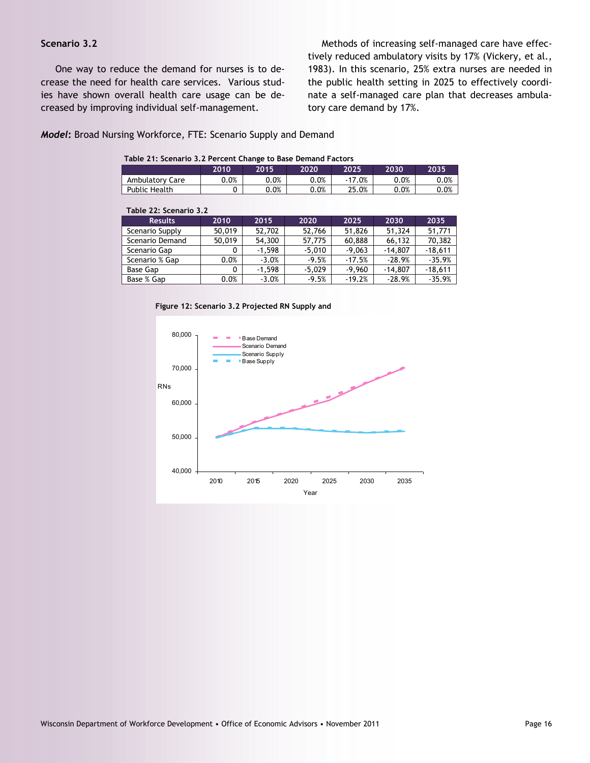### Scenario 3.2

One way to reduce the demand for nurses is to decrease the need for health care services. Various studies have shown overall health care usage can be decreased by improving individual self-management.

Methods of increasing self-managed care have effectively reduced ambulatory visits by 17% (Vickery, et al., 1983). In this scenario, 25% extra nurses are needed in the public health setting in 2025 to effectively coordinate a self-managed care plan that decreases ambulatory care demand by 17%.

***Model*:** Broad Nursing Workforce, FTE: Scenario Supply and Demand

**Table 21: Scenario 3.2 Percent Change to Base Demand Factors**

| | 2010 | 2015 | 2020 | 2025 | 2030 | 2035 |
|---|---|---|---|---|---|---|
| Ambulatory Care | 0.0% | 0.0% | 0.0% | -17.0% | 0.0% | 0.0% |
| Public Health | 0 | 0.0% | 0.0% | 25.0% | 0.0% | 0.0% |

**Table 22: Scenario 3.2**

| Results | 2010 | 2015 | 2020 | 2025 | 2030 | 2035 |
|---|---|---|---|---|---|---|
| Scenario Supply | 50,019 | 52,702 | 52,766 | 51,826 | 51,324 | 51,771 |
| Scenario Demand | 50,019 | 54,300 | 57,775 | 60,888 | 66,132 | 70,382 |
| Scenario Gap | 0 | -1,598 | -5,010 | -9,063 | -14,807 | -18,611 |
| Scenario % Gap | 0.0% | -3.0% | -9.5% | -17.5% | -28.9% | -35.9% |
| Base Gap | 0 | -1,598 | -5,029 | -9,960 | -14,807 | -18,611 |
| Base % Gap | 0.0% | -3.0% | -9.5% | -19.2% | -28.9% | -35.9% |

**Figure 12: Scenario 3.2 Projected RN Supply and**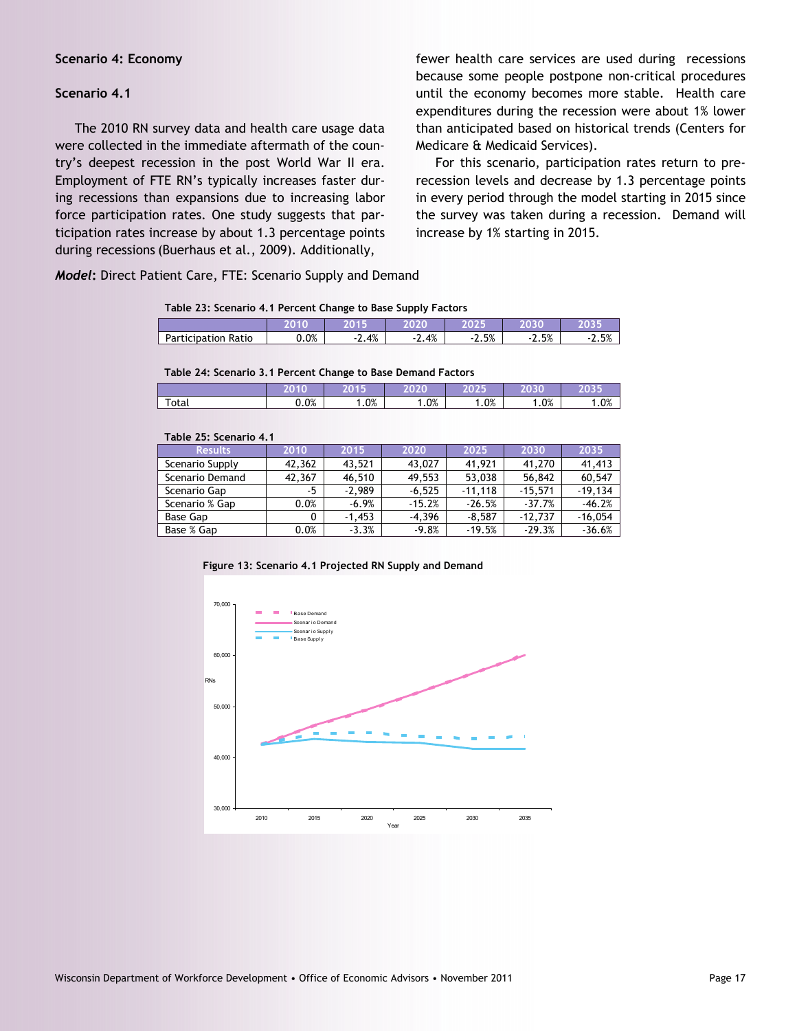### Scenario 4: Economy

### Scenario 4.1

The 2010 RN survey data and health care usage data were collected in the immediate aftermath of the country's deepest recession in the post World War II era. Employment of FTE RN's typically increases faster during recessions than expansions due to increasing labor force participation rates. One study suggests that participation rates increase by about 1.3 percentage points during recessions (Buerhaus et al., 2009). Additionally, fewer health care services are used during recessions because some people postpone non-critical procedures until the economy becomes more stable. Health care expenditures during the recession were about 1% lower than anticipated based on historical trends (Centers for Medicare & Medicaid Services).

For this scenario, participation rates return to pre-recession levels and decrease by 1.3 percentage points in every period through the model starting in 2015 since the survey was taken during a recession. Demand will increase by 1% starting in 2015.

***Model*:** Direct Patient Care, FTE: Scenario Supply and Demand

**Table 23: Scenario 4.1 Percent Change to Base Supply Factors**

| | 2010 | 2015 | 2020 | 2025 | 2030 | 2035 |
|---|---|---|---|---|---|---|
| Participation Ratio | 0.0% | -2.4% | -2.4% | -2.5% | -2.5% | -2.5% |

**Table 24: Scenario 3.1 Percent Change to Base Demand Factors**

| | 2010 | 2015 | 2020 | 2025 | 2030 | 2035 |
|---|---|---|---|---|---|---|
| Total | 0.0% | 1.0% | 1.0% | 1.0% | 1.0% | 1.0% |

**Table 25: Scenario 4.1**

| Results | 2010 | 2015 | 2020 | 2025 | 2030 | 2035 |
|---|---|---|---|---|---|---|
| Scenario Supply | 42,362 | 43,521 | 43,027 | 41,921 | 41,270 | 41,413 |
| Scenario Demand | 42,367 | 46,510 | 49,553 | 53,038 | 56,842 | 60,547 |
| Scenario Gap | -5 | -2,989 | -6,525 | -11,118 | -15,571 | -19,134 |
| Scenario % Gap | 0.0% | -6.9% | -15.2% | -26.5% | -37.7% | -46.2% |
| Base Gap | 0 | -1,453 | -4,396 | -8,587 | -12,737 | -16,054 |
| Base % Gap | 0.0% | -3.3% | -9.8% | -19.5% | -29.3% | -36.6% |

**Figure 13: Scenario 4.1 Projected RN Supply and Demand**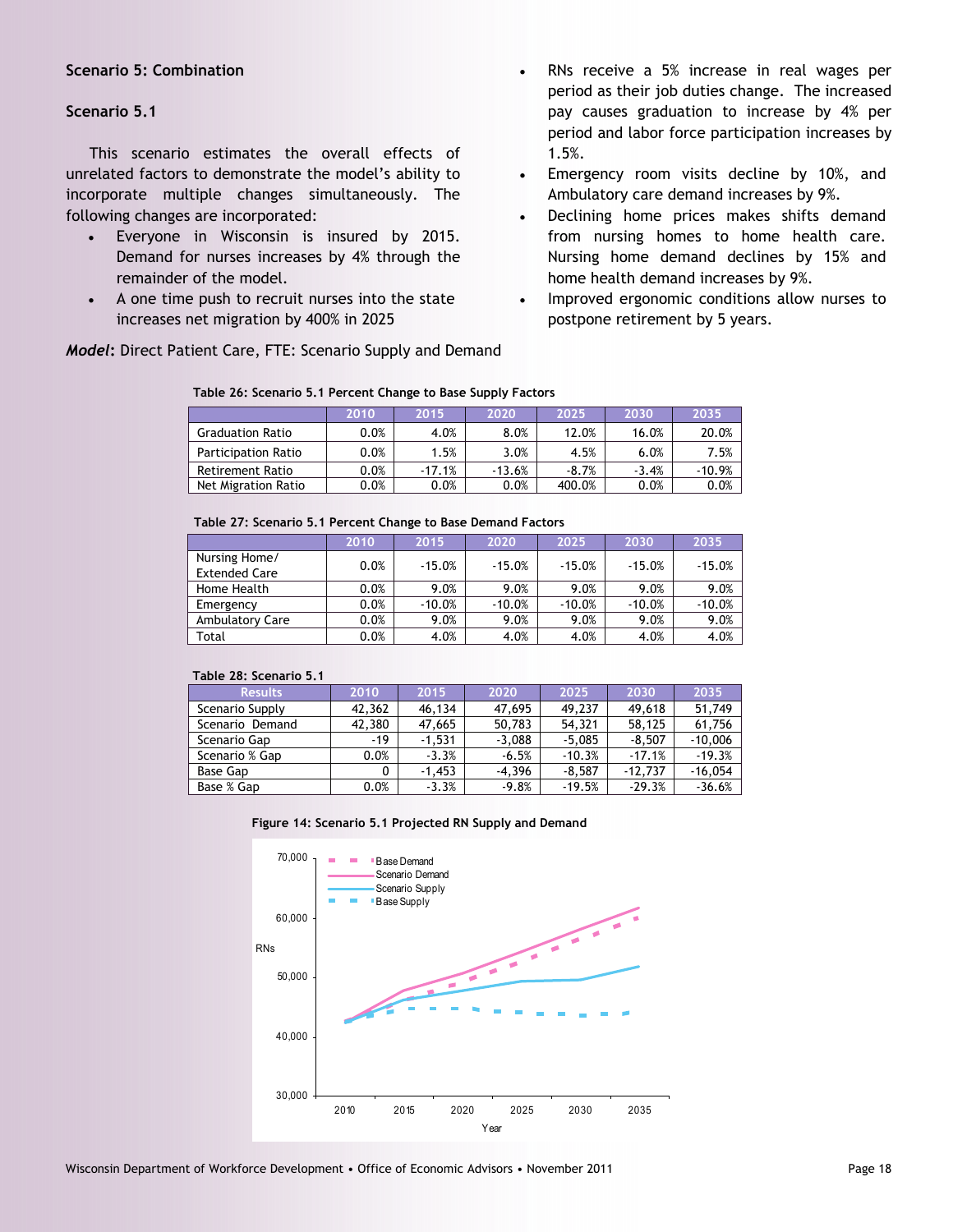**Scenario 5: Combination**

**Scenario 5.1**

This scenario estimates the overall effects of unrelated factors to demonstrate the model's ability to incorporate multiple changes simultaneously. The following changes are incorporated:

- Everyone in Wisconsin is insured by 2015. Demand for nurses increases by 4% through the remainder of the model.
- A one time push to recruit nurses into the state increases net migration by 400% in 2025
- RNs receive a 5% increase in real wages per period as their job duties change. The increased pay causes graduation to increase by 4% per period and labor force participation increases by 1.5%.
- Emergency room visits decline by 10%, and Ambulatory care demand increases by 9%.
- Declining home prices makes shifts demand from nursing homes to home health care. Nursing home demand declines by 15% and home health demand increases by 9%.
- Improved ergonomic conditions allow nurses to postpone retirement by 5 years.

***Model*:** Direct Patient Care, FTE: Scenario Supply and Demand

**Table 26: Scenario 5.1 Percent Change to Base Supply Factors**

| | 2010 | 2015 | 2020 | 2025 | 2030 | 2035 |
|---|---|---|---|---|---|---|
| Graduation Ratio | 0.0% | 4.0% | 8.0% | 12.0% | 16.0% | 20.0% |
| Participation Ratio | 0.0% | 1.5% | 3.0% | 4.5% | 6.0% | 7.5% |
| Retirement Ratio | 0.0% | -17.1% | -13.6% | -8.7% | -3.4% | -10.9% |
| Net Migration Ratio | 0.0% | 0.0% | 0.0% | 400.0% | 0.0% | 0.0% |

**Table 27: Scenario 5.1 Percent Change to Base Demand Factors**

| | 2010 | 2015 | 2020 | 2025 | 2030 | 2035 |
|---|---|---|---|---|---|---|
| Nursing Home/ Extended Care | 0.0% | -15.0% | -15.0% | -15.0% | -15.0% | -15.0% |
| Home Health | 0.0% | 9.0% | 9.0% | 9.0% | 9.0% | 9.0% |
| Emergency | 0.0% | -10.0% | -10.0% | -10.0% | -10.0% | -10.0% |
| Ambulatory Care | 0.0% | 9.0% | 9.0% | 9.0% | 9.0% | 9.0% |
| Total | 0.0% | 4.0% | 4.0% | 4.0% | 4.0% | 4.0% |

**Table 28: Scenario 5.1**

| Results | 2010 | 2015 | 2020 | 2025 | 2030 | 2035 |
|---|---|---|---|---|---|---|
| Scenario Supply | 42,362 | 46,134 | 47,695 | 49,237 | 49,618 | 51,749 |
| Scenario Demand | 42,380 | 47,665 | 50,783 | 54,321 | 58,125 | 61,756 |
| Scenario Gap | -19 | -1,531 | -3,088 | -5,085 | -8,507 | -10,006 |
| Scenario % Gap | 0.0% | -3.3% | -6.5% | -10.3% | -17.1% | -19.3% |
| Base Gap | 0 | -1,453 | -4,396 | -8,587 | -12,737 | -16,054 |
| Base % Gap | 0.0% | -3.3% | -9.8% | -19.5% | -29.3% | -36.6% |

**Figure 14: Scenario 5.1 Projected RN Supply and Demand**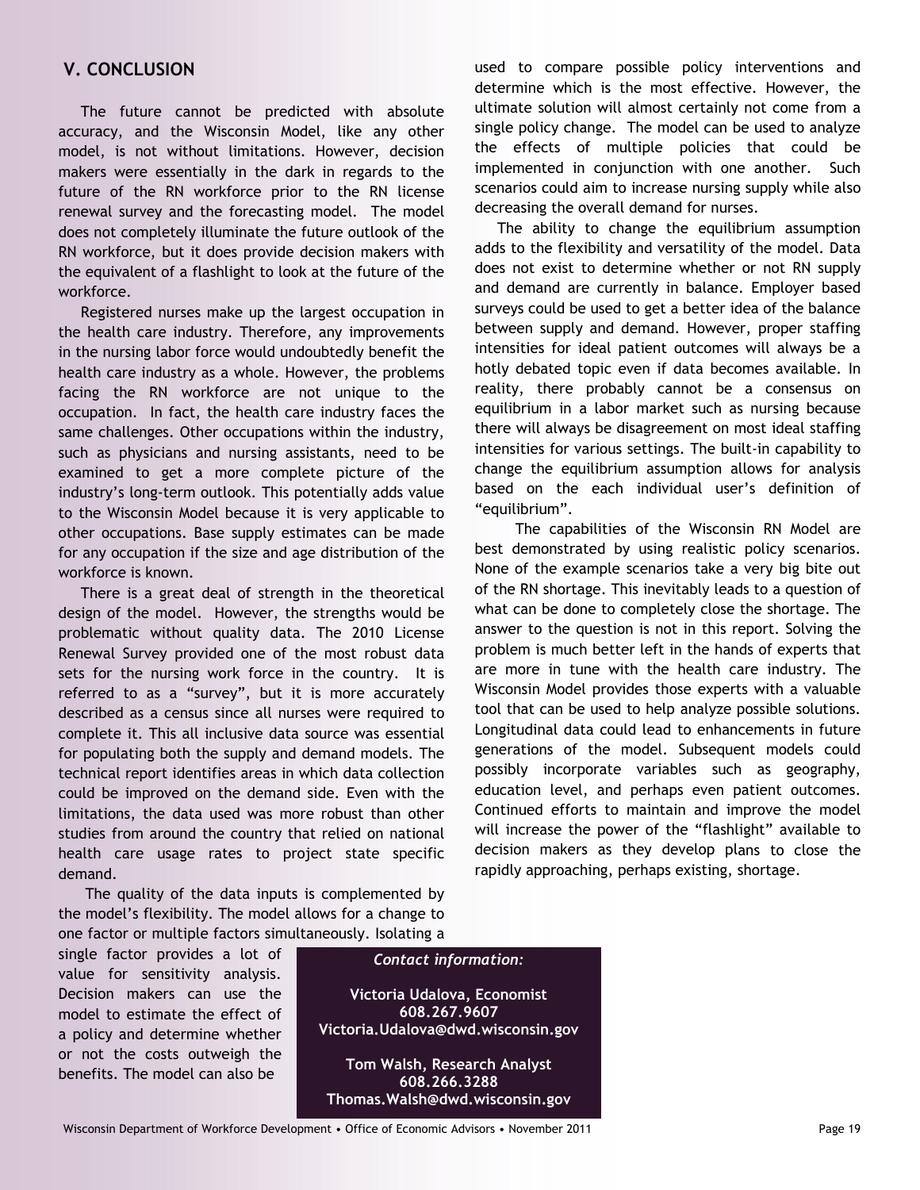## V. CONCLUSION

The future cannot be predicted with absolute accuracy, and the Wisconsin Model, like any other model, is not without limitations. However, decision makers were essentially in the dark in regards to the future of the RN workforce prior to the RN license renewal survey and the forecasting model. The model does not completely illuminate the future outlook of the RN workforce, but it does provide decision makers with the equivalent of a flashlight to look at the future of the workforce.

Registered nurses make up the largest occupation in the health care industry. Therefore, any improvements in the nursing labor force would undoubtedly benefit the health care industry as a whole. However, the problems facing the RN workforce are not unique to the occupation. In fact, the health care industry faces the same challenges. Other occupations within the industry, such as physicians and nursing assistants, need to be examined to get a more complete picture of the industry's long-term outlook. This potentially adds value to the Wisconsin Model because it is very applicable to other occupations. Base supply estimates can be made for any occupation if the size and age distribution of the workforce is known.

There is a great deal of strength in the theoretical design of the model. However, the strengths would be problematic without quality data. The 2010 License Renewal Survey provided one of the most robust data sets for the nursing work force in the country. It is referred to as a "survey", but it is more accurately described as a census since all nurses were required to complete it. This all inclusive data source was essential for populating both the supply and demand models. The technical report identifies areas in which data collection could be improved on the demand side. Even with the limitations, the data used was more robust than other studies from around the country that relied on national health care usage rates to project state specific demand.

The quality of the data inputs is complemented by the model's flexibility. The model allows for a change to one factor or multiple factors simultaneously. Isolating a single factor provides a lot of value for sensitivity analysis. Decision makers can use the model to estimate the effect of a policy and determine whether or not the costs outweigh the benefits. The model can also be used to compare possible policy interventions and determine which is the most effective. However, the ultimate solution will almost certainly not come from a single policy change. The model can be used to analyze the effects of multiple policies that could be implemented in conjunction with one another. Such scenarios could aim to increase nursing supply while also decreasing the overall demand for nurses.

The ability to change the equilibrium assumption adds to the flexibility and versatility of the model. Data does not exist to determine whether or not RN supply and demand are currently in balance. Employer based surveys could be used to get a better idea of the balance between supply and demand. However, proper staffing intensities for ideal patient outcomes will always be a hotly debated topic even if data becomes available. In reality, there probably cannot be a consensus on equilibrium in a labor market such as nursing because there will always be disagreement on most ideal staffing intensities for various settings. The built-in capability to change the equilibrium assumption allows for analysis based on the each individual user's definition of "equilibrium".

The capabilities of the Wisconsin RN Model are best demonstrated by using realistic policy scenarios. None of the example scenarios take a very big bite out of the RN shortage. This inevitably leads to a question of what can be done to completely close the shortage. The answer to the question is not in this report. Solving the problem is much better left in the hands of experts that are more in tune with the health care industry. The Wisconsin Model provides those experts with a valuable tool that can be used to help analyze possible solutions. Longitudinal data could lead to enhancements in future generations of the model. Subsequent models could possibly incorporate variables such as geography, education level, and perhaps even patient outcomes. Continued efforts to maintain and improve the model will increase the power of the "flashlight" available to decision makers as they develop plans to close the rapidly approaching, perhaps existing, shortage.

*Contact information:*

**Victoria Udalova, Economist**
**608.267.9607**
**Victoria.Udalova@dwd.wisconsin.gov**

**Tom Walsh, Research Analyst**
**608.266.3288**
**Thomas.Walsh@dwd.wisconsin.gov**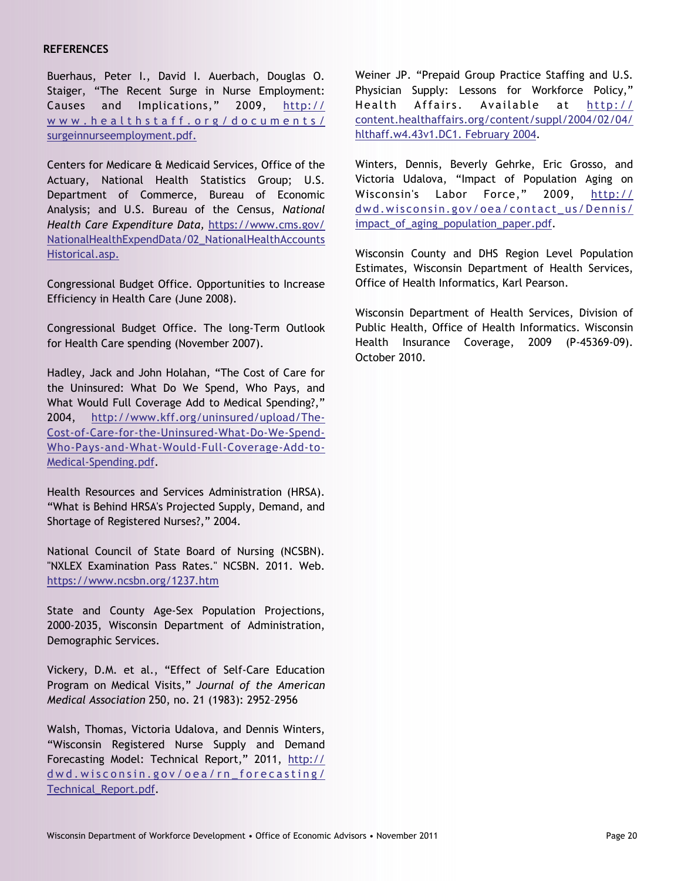## REFERENCES

Buerhaus, Peter I., David I. Auerbach, Douglas O. Staiger, "The Recent Surge in Nurse Employment: Causes and Implications," 2009, http://www.healthstaff.org/documents/surgeinnurseemployment.pdf.

Centers for Medicare & Medicaid Services, Office of the Actuary, National Health Statistics Group; U.S. Department of Commerce, Bureau of Economic Analysis; and U.S. Bureau of the Census, *National Health Care Expenditure Data*, https://www.cms.gov/NationalHealthExpendData/02_NationalHealthAccountsHistorical.asp.

Congressional Budget Office. Opportunities to Increase Efficiency in Health Care (June 2008).

Congressional Budget Office. The long-Term Outlook for Health Care spending (November 2007).

Hadley, Jack and John Holahan, "The Cost of Care for the Uninsured: What Do We Spend, Who Pays, and What Would Full Coverage Add to Medical Spending?," 2004, http://www.kff.org/uninsured/upload/The-Cost-of-Care-for-the-Uninsured-What-Do-We-Spend-Who-Pays-and-What-Would-Full-Coverage-Add-to-Medical-Spending.pdf.

Health Resources and Services Administration (HRSA). "What is Behind HRSA's Projected Supply, Demand, and Shortage of Registered Nurses?," 2004.

National Council of State Board of Nursing (NCSBN). "NXLEX Examination Pass Rates." NCSBN. 2011. Web. https://www.ncsbn.org/1237.htm

State and County Age-Sex Population Projections, 2000-2035, Wisconsin Department of Administration, Demographic Services.

Vickery, D.M. et al., "Effect of Self-Care Education Program on Medical Visits," *Journal of the American Medical Association* 250, no. 21 (1983): 2952–2956

Walsh, Thomas, Victoria Udalova, and Dennis Winters, "Wisconsin Registered Nurse Supply and Demand Forecasting Model: Technical Report," 2011, http://dwd.wisconsin.gov/oea/rn_forecasting/Technical_Report.pdf.

Weiner JP. "Prepaid Group Practice Staffing and U.S. Physician Supply: Lessons for Workforce Policy," Health Affairs. Available at http://content.healthaffairs.org/content/suppl/2004/02/04/hlthaff.w4.43v1.DC1. February 2004.

Winters, Dennis, Beverly Gehrke, Eric Grosso, and Victoria Udalova, "Impact of Population Aging on Wisconsin's Labor Force," 2009, http://dwd.wisconsin.gov/oea/contact_us/Dennis/impact_of_aging_population_paper.pdf.

Wisconsin County and DHS Region Level Population Estimates, Wisconsin Department of Health Services, Office of Health Informatics, Karl Pearson.

Wisconsin Department of Health Services, Division of Public Health, Office of Health Informatics. Wisconsin Health Insurance Coverage, 2009 (P-45369-09). October 2010.